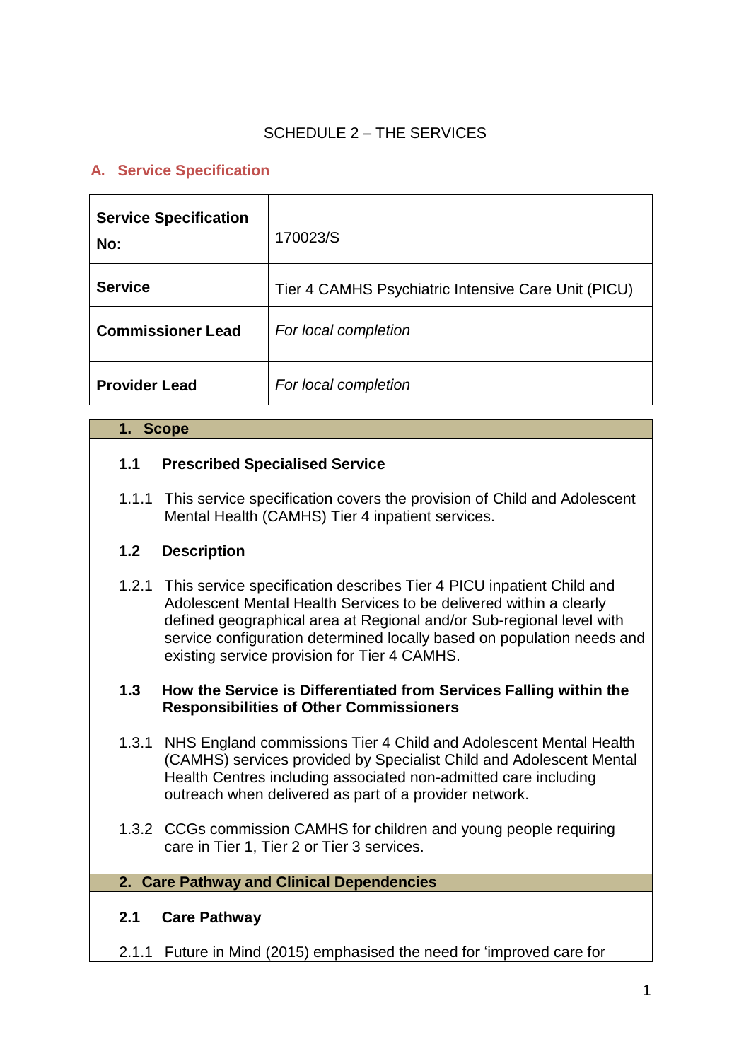SCHEDULE 2 – THE SERVICES

## A. Service Specification

| **Service Specification No:** | 170023/S |
|---|---|
| **Service** | Tier 4 CAMHS Psychiatric Intensive Care Unit (PICU) |
| **Commissioner Lead** | *For local completion* |
| **Provider Lead** | *For local completion* |

## 1. Scope

### 1.1 Prescribed Specialised Service

1.1.1 This service specification covers the provision of Child and Adolescent Mental Health (CAMHS) Tier 4 inpatient services.

### 1.2 Description

1.2.1 This service specification describes Tier 4 PICU inpatient Child and Adolescent Mental Health Services to be delivered within a clearly defined geographical area at Regional and/or Sub-regional level with service configuration determined locally based on population needs and existing service provision for Tier 4 CAMHS.

### 1.3 How the Service is Differentiated from Services Falling within the Responsibilities of Other Commissioners

1.3.1 NHS England commissions Tier 4 Child and Adolescent Mental Health (CAMHS) services provided by Specialist Child and Adolescent Mental Health Centres including associated non-admitted care including outreach when delivered as part of a provider network.

1.3.2 CCGs commission CAMHS for children and young people requiring care in Tier 1, Tier 2 or Tier 3 services.

## 2. Care Pathway and Clinical Dependencies

### 2.1 Care Pathway

2.1.1 Future in Mind (2015) emphasised the need for 'improved care for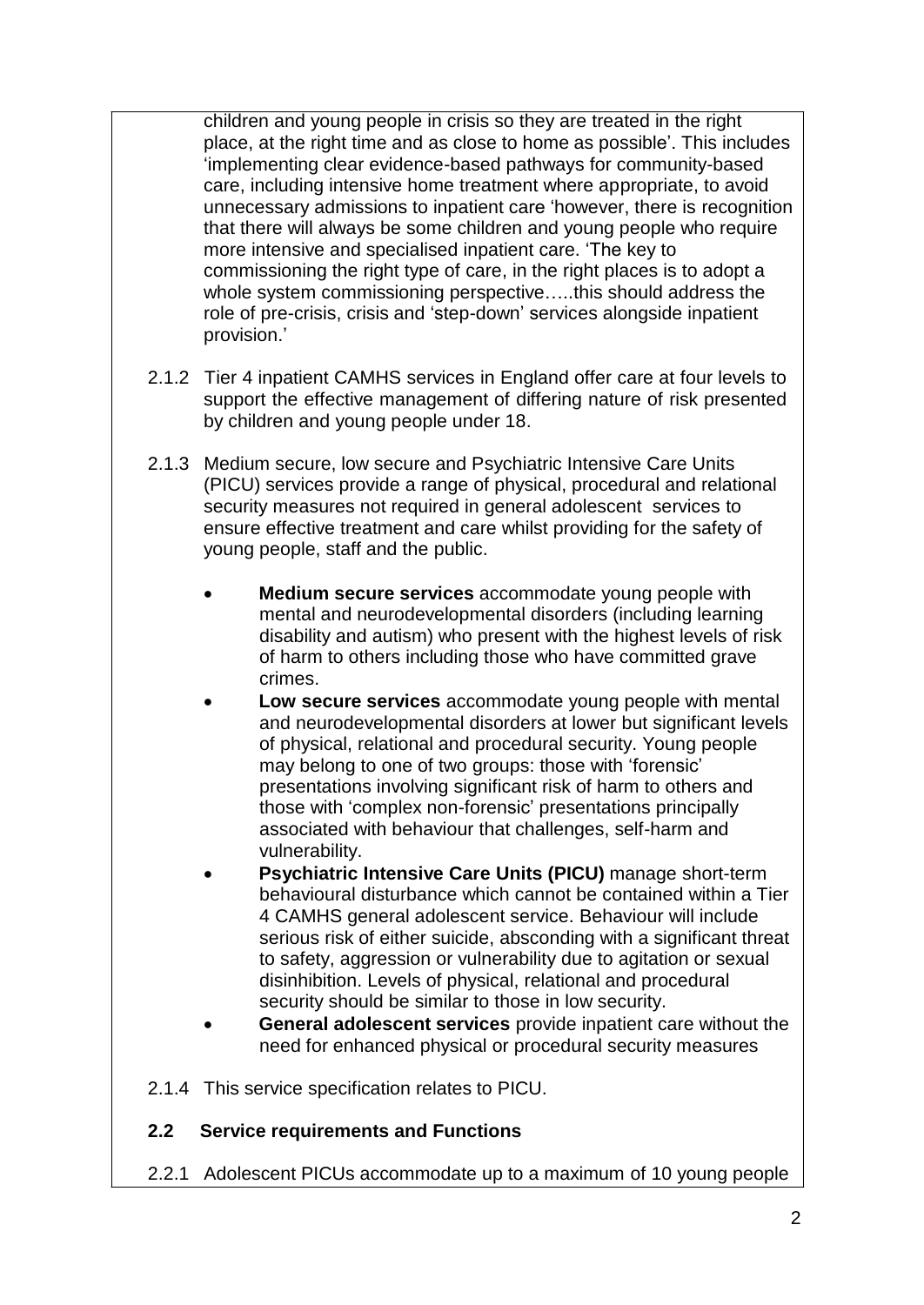children and young people in crisis so they are treated in the right place, at the right time and as close to home as possible'. This includes 'implementing clear evidence-based pathways for community-based care, including intensive home treatment where appropriate, to avoid unnecessary admissions to inpatient care 'however, there is recognition that there will always be some children and young people who require more intensive and specialised inpatient care. 'The key to commissioning the right type of care, in the right places is to adopt a whole system commissioning perspective…..this should address the role of pre-crisis, crisis and 'step-down' services alongside inpatient provision.'

2.1.2 Tier 4 inpatient CAMHS services in England offer care at four levels to support the effective management of differing nature of risk presented by children and young people under 18.

2.1.3 Medium secure, low secure and Psychiatric Intensive Care Units (PICU) services provide a range of physical, procedural and relational security measures not required in general adolescent services to ensure effective treatment and care whilst providing for the safety of young people, staff and the public.

- **Medium secure services** accommodate young people with mental and neurodevelopmental disorders (including learning disability and autism) who present with the highest levels of risk of harm to others including those who have committed grave crimes.
- **Low secure services** accommodate young people with mental and neurodevelopmental disorders at lower but significant levels of physical, relational and procedural security. Young people may belong to one of two groups: those with 'forensic' presentations involving significant risk of harm to others and those with 'complex non-forensic' presentations principally associated with behaviour that challenges, self-harm and vulnerability.
- **Psychiatric Intensive Care Units (PICU)** manage short-term behavioural disturbance which cannot be contained within a Tier 4 CAMHS general adolescent service. Behaviour will include serious risk of either suicide, absconding with a significant threat to safety, aggression or vulnerability due to agitation or sexual disinhibition. Levels of physical, relational and procedural security should be similar to those in low security.
- **General adolescent services** provide inpatient care without the need for enhanced physical or procedural security measures

2.1.4 This service specification relates to PICU.

## 2.2 Service requirements and Functions

2.2.1 Adolescent PICUs accommodate up to a maximum of 10 young people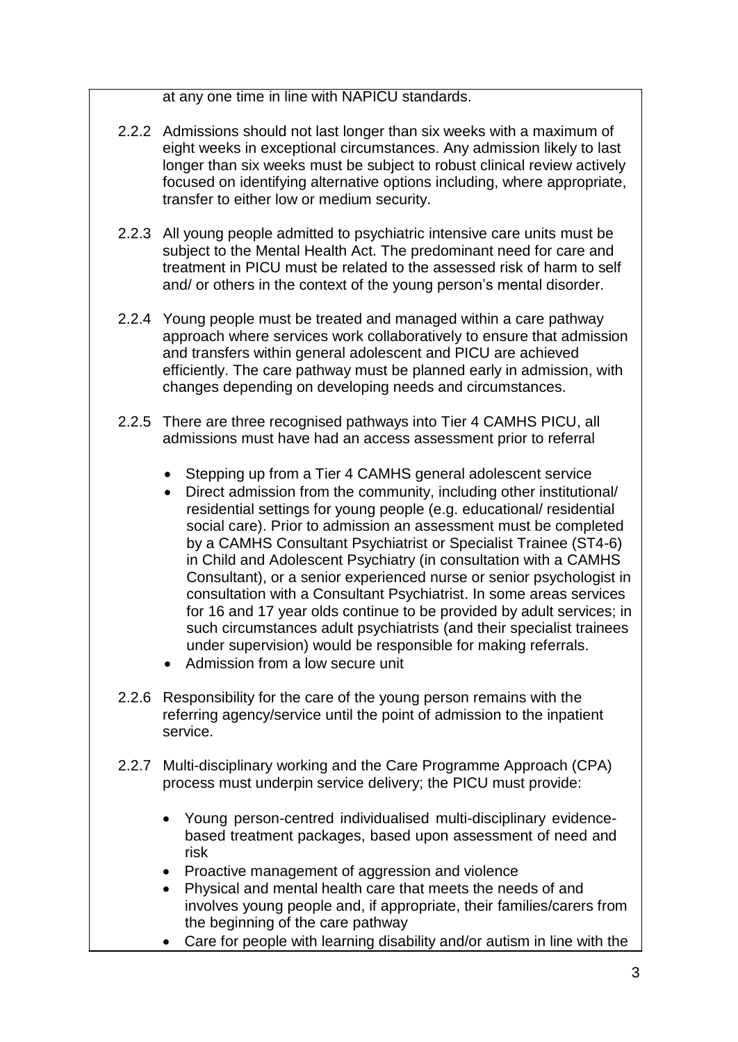at any one time in line with NAPICU standards.

2.2.2 Admissions should not last longer than six weeks with a maximum of eight weeks in exceptional circumstances. Any admission likely to last longer than six weeks must be subject to robust clinical review actively focused on identifying alternative options including, where appropriate, transfer to either low or medium security.

2.2.3 All young people admitted to psychiatric intensive care units must be subject to the Mental Health Act. The predominant need for care and treatment in PICU must be related to the assessed risk of harm to self and/ or others in the context of the young person's mental disorder.

2.2.4 Young people must be treated and managed within a care pathway approach where services work collaboratively to ensure that admission and transfers within general adolescent and PICU are achieved efficiently. The care pathway must be planned early in admission, with changes depending on developing needs and circumstances.

2.2.5 There are three recognised pathways into Tier 4 CAMHS PICU, all admissions must have had an access assessment prior to referral

- Stepping up from a Tier 4 CAMHS general adolescent service
- Direct admission from the community, including other institutional/ residential settings for young people (e.g. educational/ residential social care). Prior to admission an assessment must be completed by a CAMHS Consultant Psychiatrist or Specialist Trainee (ST4-6) in Child and Adolescent Psychiatry (in consultation with a CAMHS Consultant), or a senior experienced nurse or senior psychologist in consultation with a Consultant Psychiatrist. In some areas services for 16 and 17 year olds continue to be provided by adult services; in such circumstances adult psychiatrists (and their specialist trainees under supervision) would be responsible for making referrals.
- Admission from a low secure unit

2.2.6 Responsibility for the care of the young person remains with the referring agency/service until the point of admission to the inpatient service.

2.2.7 Multi-disciplinary working and the Care Programme Approach (CPA) process must underpin service delivery; the PICU must provide:

- Young person-centred individualised multi-disciplinary evidence-based treatment packages, based upon assessment of need and risk
- Proactive management of aggression and violence
- Physical and mental health care that meets the needs of and involves young people and, if appropriate, their families/carers from the beginning of the care pathway
- Care for people with learning disability and/or autism in line with the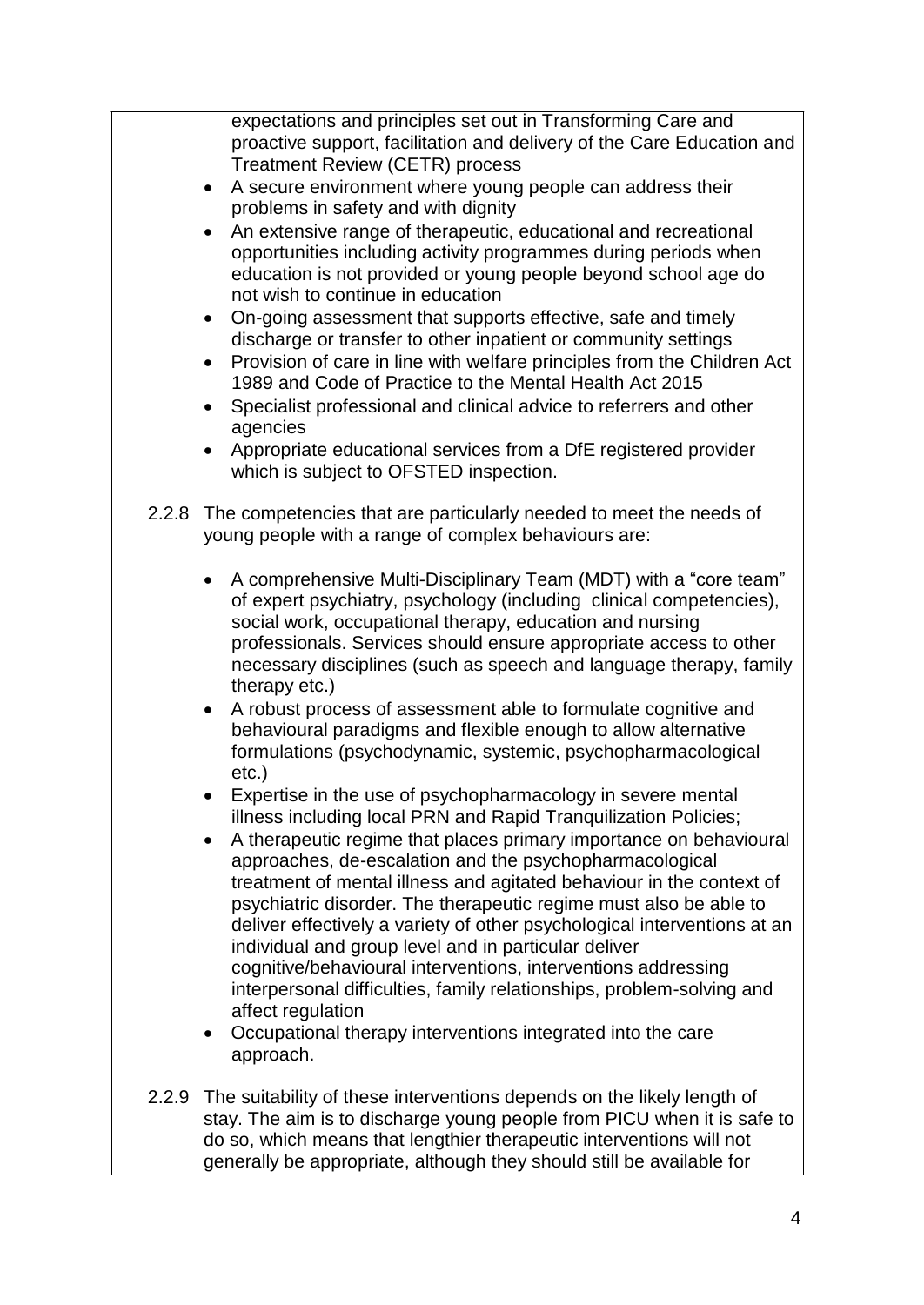expectations and principles set out in Transforming Care and proactive support, facilitation and delivery of the Care Education and Treatment Review (CETR) process

- A secure environment where young people can address their problems in safety and with dignity
- An extensive range of therapeutic, educational and recreational opportunities including activity programmes during periods when education is not provided or young people beyond school age do not wish to continue in education
- On-going assessment that supports effective, safe and timely discharge or transfer to other inpatient or community settings
- Provision of care in line with welfare principles from the Children Act 1989 and Code of Practice to the Mental Health Act 2015
- Specialist professional and clinical advice to referrers and other agencies
- Appropriate educational services from a DfE registered provider which is subject to OFSTED inspection.

2.2.8 The competencies that are particularly needed to meet the needs of young people with a range of complex behaviours are:

- A comprehensive Multi-Disciplinary Team (MDT) with a "core team" of expert psychiatry, psychology (including clinical competencies), social work, occupational therapy, education and nursing professionals. Services should ensure appropriate access to other necessary disciplines (such as speech and language therapy, family therapy etc.)
- A robust process of assessment able to formulate cognitive and behavioural paradigms and flexible enough to allow alternative formulations (psychodynamic, systemic, psychopharmacological etc.)
- Expertise in the use of psychopharmacology in severe mental illness including local PRN and Rapid Tranquilization Policies;
- A therapeutic regime that places primary importance on behavioural approaches, de-escalation and the psychopharmacological treatment of mental illness and agitated behaviour in the context of psychiatric disorder. The therapeutic regime must also be able to deliver effectively a variety of other psychological interventions at an individual and group level and in particular deliver cognitive/behavioural interventions, interventions addressing interpersonal difficulties, family relationships, problem-solving and affect regulation
- Occupational therapy interventions integrated into the care approach.

2.2.9 The suitability of these interventions depends on the likely length of stay. The aim is to discharge young people from PICU when it is safe to do so, which means that lengthier therapeutic interventions will not generally be appropriate, although they should still be available for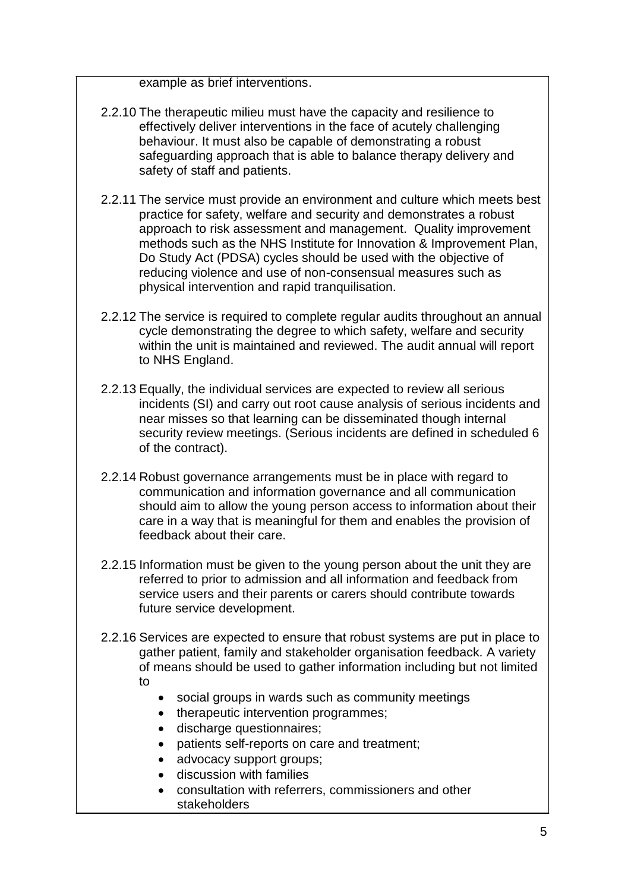example as brief interventions.

2.2.10 The therapeutic milieu must have the capacity and resilience to effectively deliver interventions in the face of acutely challenging behaviour. It must also be capable of demonstrating a robust safeguarding approach that is able to balance therapy delivery and safety of staff and patients.

2.2.11 The service must provide an environment and culture which meets best practice for safety, welfare and security and demonstrates a robust approach to risk assessment and management. Quality improvement methods such as the NHS Institute for Innovation & Improvement Plan, Do Study Act (PDSA) cycles should be used with the objective of reducing violence and use of non-consensual measures such as physical intervention and rapid tranquilisation.

2.2.12 The service is required to complete regular audits throughout an annual cycle demonstrating the degree to which safety, welfare and security within the unit is maintained and reviewed. The audit annual will report to NHS England.

2.2.13 Equally, the individual services are expected to review all serious incidents (SI) and carry out root cause analysis of serious incidents and near misses so that learning can be disseminated though internal security review meetings. (Serious incidents are defined in scheduled 6 of the contract).

2.2.14 Robust governance arrangements must be in place with regard to communication and information governance and all communication should aim to allow the young person access to information about their care in a way that is meaningful for them and enables the provision of feedback about their care.

2.2.15 Information must be given to the young person about the unit they are referred to prior to admission and all information and feedback from service users and their parents or carers should contribute towards future service development.

2.2.16 Services are expected to ensure that robust systems are put in place to gather patient, family and stakeholder organisation feedback. A variety of means should be used to gather information including but not limited to

- social groups in wards such as community meetings
- therapeutic intervention programmes;
- discharge questionnaires;
- patients self-reports on care and treatment;
- advocacy support groups;
- discussion with families
- consultation with referrers, commissioners and other stakeholders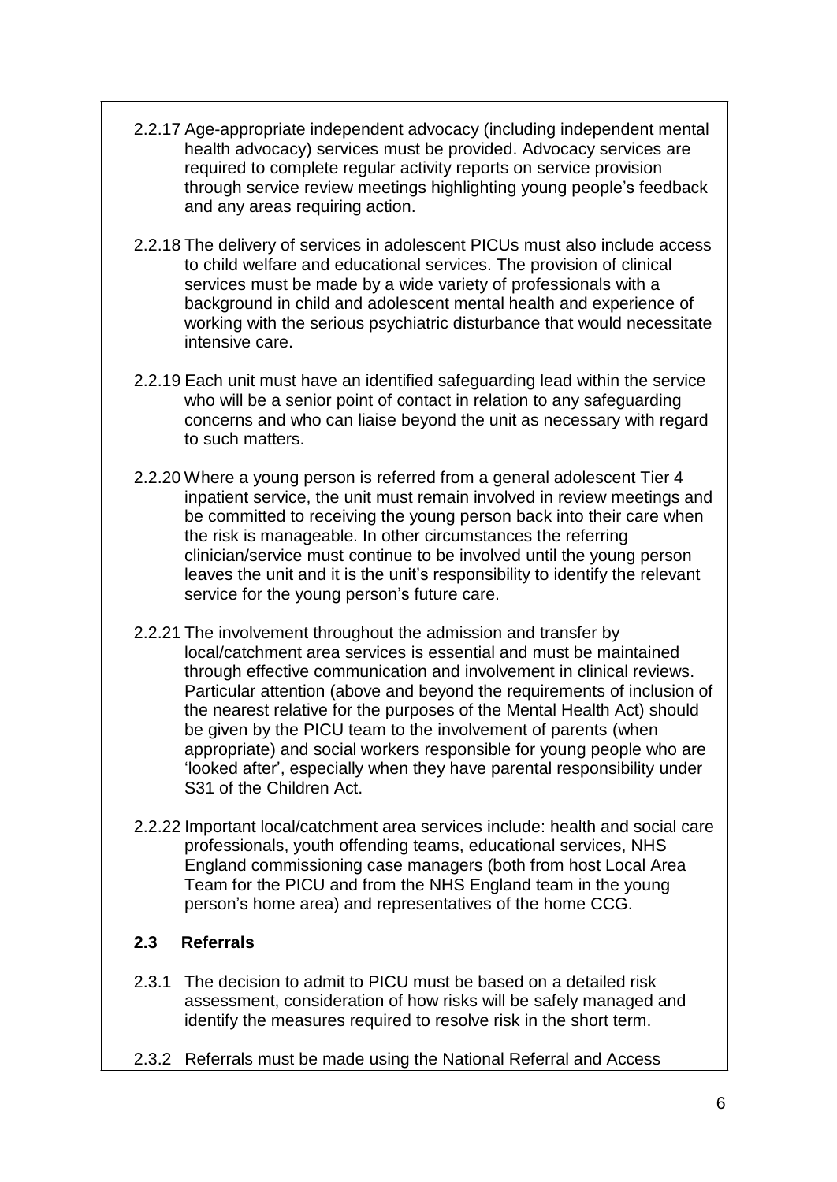2.2.17 Age-appropriate independent advocacy (including independent mental health advocacy) services must be provided. Advocacy services are required to complete regular activity reports on service provision through service review meetings highlighting young people's feedback and any areas requiring action.

2.2.18 The delivery of services in adolescent PICUs must also include access to child welfare and educational services. The provision of clinical services must be made by a wide variety of professionals with a background in child and adolescent mental health and experience of working with the serious psychiatric disturbance that would necessitate intensive care.

2.2.19 Each unit must have an identified safeguarding lead within the service who will be a senior point of contact in relation to any safeguarding concerns and who can liaise beyond the unit as necessary with regard to such matters.

2.2.20 Where a young person is referred from a general adolescent Tier 4 inpatient service, the unit must remain involved in review meetings and be committed to receiving the young person back into their care when the risk is manageable. In other circumstances the referring clinician/service must continue to be involved until the young person leaves the unit and it is the unit's responsibility to identify the relevant service for the young person's future care.

2.2.21 The involvement throughout the admission and transfer by local/catchment area services is essential and must be maintained through effective communication and involvement in clinical reviews. Particular attention (above and beyond the requirements of inclusion of the nearest relative for the purposes of the Mental Health Act) should be given by the PICU team to the involvement of parents (when appropriate) and social workers responsible for young people who are 'looked after', especially when they have parental responsibility under S31 of the Children Act.

2.2.22 Important local/catchment area services include: health and social care professionals, youth offending teams, educational services, NHS England commissioning case managers (both from host Local Area Team for the PICU and from the NHS England team in the young person's home area) and representatives of the home CCG.

### 2.3 Referrals

2.3.1 The decision to admit to PICU must be based on a detailed risk assessment, consideration of how risks will be safely managed and identify the measures required to resolve risk in the short term.

2.3.2 Referrals must be made using the National Referral and Access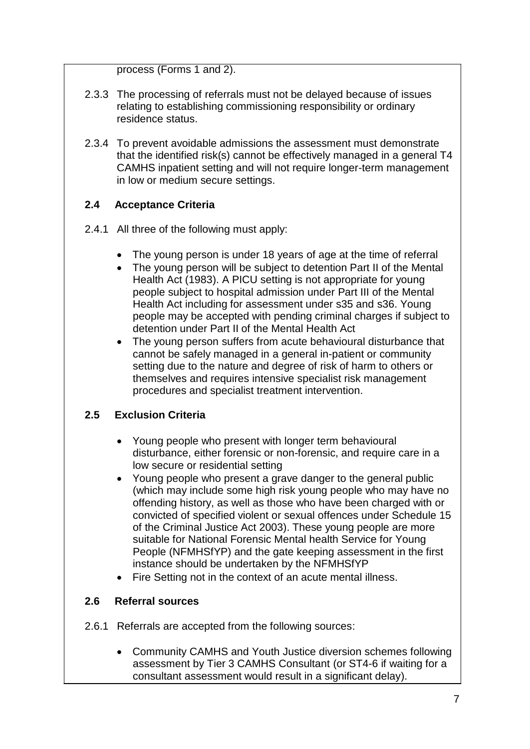process (Forms 1 and 2).

2.3.3 The processing of referrals must not be delayed because of issues relating to establishing commissioning responsibility or ordinary residence status.

2.3.4 To prevent avoidable admissions the assessment must demonstrate that the identified risk(s) cannot be effectively managed in a general T4 CAMHS inpatient setting and will not require longer-term management in low or medium secure settings.

### 2.4 Acceptance Criteria

2.4.1 All three of the following must apply:

- The young person is under 18 years of age at the time of referral
- The young person will be subject to detention Part II of the Mental Health Act (1983). A PICU setting is not appropriate for young people subject to hospital admission under Part III of the Mental Health Act including for assessment under s35 and s36. Young people may be accepted with pending criminal charges if subject to detention under Part II of the Mental Health Act
- The young person suffers from acute behavioural disturbance that cannot be safely managed in a general in-patient or community setting due to the nature and degree of risk of harm to others or themselves and requires intensive specialist risk management procedures and specialist treatment intervention.

### 2.5 Exclusion Criteria

- Young people who present with longer term behavioural disturbance, either forensic or non-forensic, and require care in a low secure or residential setting
- Young people who present a grave danger to the general public (which may include some high risk young people who may have no offending history, as well as those who have been charged with or convicted of specified violent or sexual offences under Schedule 15 of the Criminal Justice Act 2003). These young people are more suitable for National Forensic Mental health Service for Young People (NFMHSfYP) and the gate keeping assessment in the first instance should be undertaken by the NFMHSfYP
- Fire Setting not in the context of an acute mental illness.

### 2.6 Referral sources

2.6.1 Referrals are accepted from the following sources:

- Community CAMHS and Youth Justice diversion schemes following assessment by Tier 3 CAMHS Consultant (or ST4-6 if waiting for a consultant assessment would result in a significant delay).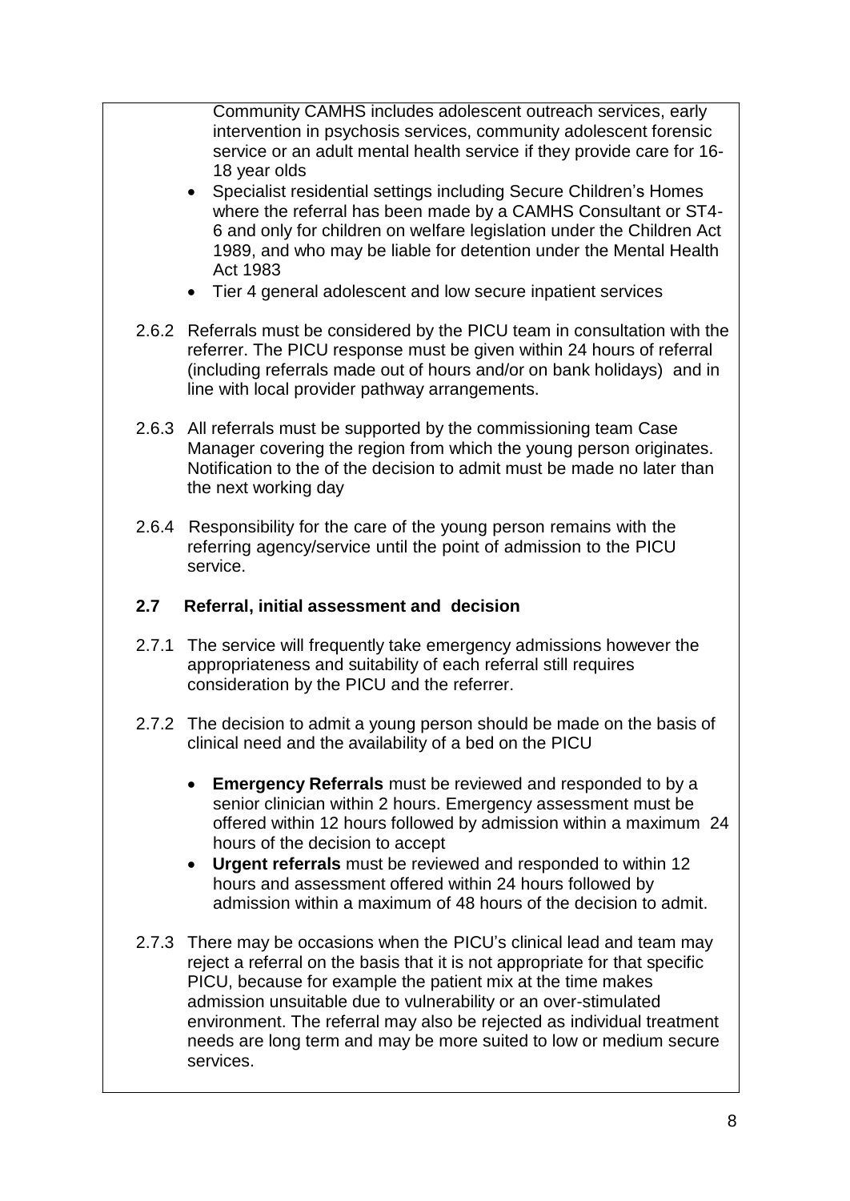Community CAMHS includes adolescent outreach services, early intervention in psychosis services, community adolescent forensic service or an adult mental health service if they provide care for 16-18 year olds

- Specialist residential settings including Secure Children's Homes where the referral has been made by a CAMHS Consultant or ST4-6 and only for children on welfare legislation under the Children Act 1989, and who may be liable for detention under the Mental Health Act 1983
- Tier 4 general adolescent and low secure inpatient services

2.6.2 Referrals must be considered by the PICU team in consultation with the referrer. The PICU response must be given within 24 hours of referral (including referrals made out of hours and/or on bank holidays) and in line with local provider pathway arrangements.

2.6.3 All referrals must be supported by the commissioning team Case Manager covering the region from which the young person originates. Notification to the of the decision to admit must be made no later than the next working day

2.6.4 Responsibility for the care of the young person remains with the referring agency/service until the point of admission to the PICU service.

## 2.7 Referral, initial assessment and decision

2.7.1 The service will frequently take emergency admissions however the appropriateness and suitability of each referral still requires consideration by the PICU and the referrer.

2.7.2 The decision to admit a young person should be made on the basis of clinical need and the availability of a bed on the PICU

- **Emergency Referrals** must be reviewed and responded to by a senior clinician within 2 hours. Emergency assessment must be offered within 12 hours followed by admission within a maximum 24 hours of the decision to accept
- **Urgent referrals** must be reviewed and responded to within 12 hours and assessment offered within 24 hours followed by admission within a maximum of 48 hours of the decision to admit.

2.7.3 There may be occasions when the PICU's clinical lead and team may reject a referral on the basis that it is not appropriate for that specific PICU, because for example the patient mix at the time makes admission unsuitable due to vulnerability or an over-stimulated environment. The referral may also be rejected as individual treatment needs are long term and may be more suited to low or medium secure services.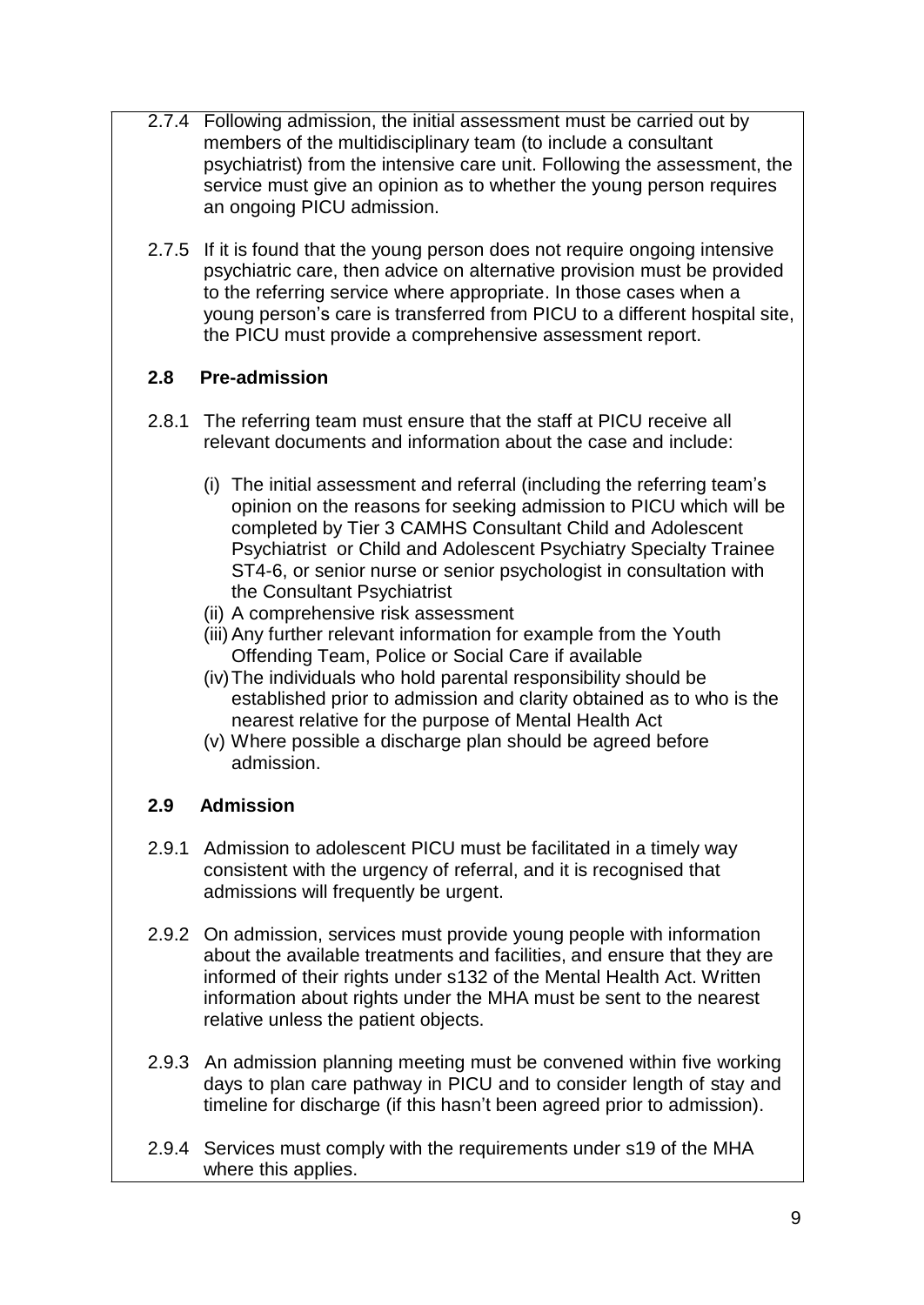2.7.4 Following admission, the initial assessment must be carried out by members of the multidisciplinary team (to include a consultant psychiatrist) from the intensive care unit. Following the assessment, the service must give an opinion as to whether the young person requires an ongoing PICU admission.

2.7.5 If it is found that the young person does not require ongoing intensive psychiatric care, then advice on alternative provision must be provided to the referring service where appropriate. In those cases when a young person's care is transferred from PICU to a different hospital site, the PICU must provide a comprehensive assessment report.

### 2.8 Pre-admission

2.8.1 The referring team must ensure that the staff at PICU receive all relevant documents and information about the case and include:

(i) The initial assessment and referral (including the referring team's opinion on the reasons for seeking admission to PICU which will be completed by Tier 3 CAMHS Consultant Child and Adolescent Psychiatrist or Child and Adolescent Psychiatry Specialty Trainee ST4-6, or senior nurse or senior psychologist in consultation with the Consultant Psychiatrist

(ii) A comprehensive risk assessment

(iii) Any further relevant information for example from the Youth Offending Team, Police or Social Care if available

(iv) The individuals who hold parental responsibility should be established prior to admission and clarity obtained as to who is the nearest relative for the purpose of Mental Health Act

(v) Where possible a discharge plan should be agreed before admission.

### 2.9 Admission

2.9.1 Admission to adolescent PICU must be facilitated in a timely way consistent with the urgency of referral, and it is recognised that admissions will frequently be urgent.

2.9.2 On admission, services must provide young people with information about the available treatments and facilities, and ensure that they are informed of their rights under s132 of the Mental Health Act. Written information about rights under the MHA must be sent to the nearest relative unless the patient objects.

2.9.3 An admission planning meeting must be convened within five working days to plan care pathway in PICU and to consider length of stay and timeline for discharge (if this hasn't been agreed prior to admission).

2.9.4 Services must comply with the requirements under s19 of the MHA where this applies.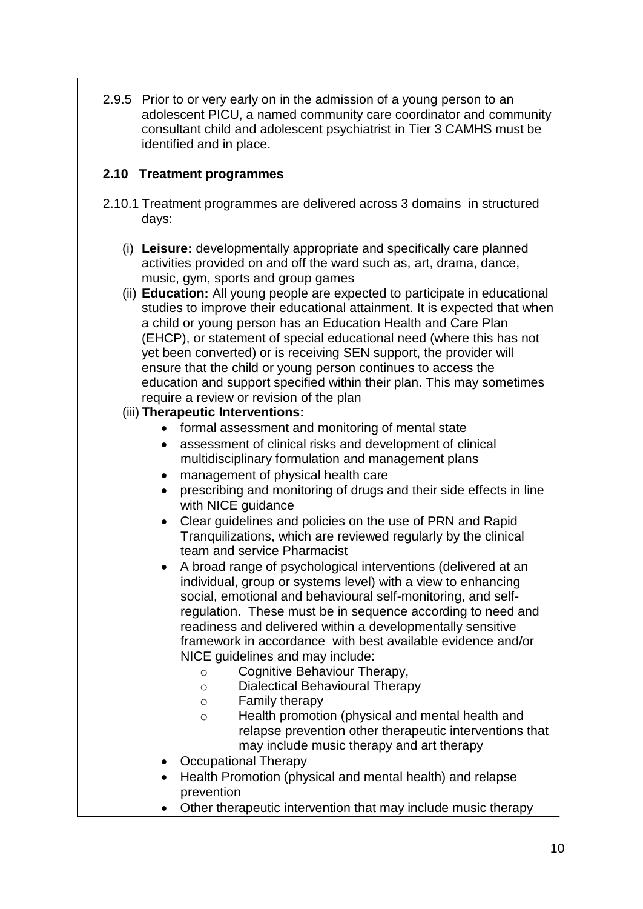2.9.5 Prior to or very early on in the admission of a young person to an adolescent PICU, a named community care coordinator and community consultant child and adolescent psychiatrist in Tier 3 CAMHS must be identified and in place.

### 2.10 Treatment programmes

2.10.1 Treatment programmes are delivered across 3 domains in structured days:

(i) **Leisure:** developmentally appropriate and specifically care planned activities provided on and off the ward such as, art, drama, dance, music, gym, sports and group games

(ii) **Education:** All young people are expected to participate in educational studies to improve their educational attainment. It is expected that when a child or young person has an Education Health and Care Plan (EHCP), or statement of special educational need (where this has not yet been converted) or is receiving SEN support, the provider will ensure that the child or young person continues to access the education and support specified within their plan. This may sometimes require a review or revision of the plan

(iii) **Therapeutic Interventions:**

- formal assessment and monitoring of mental state
- assessment of clinical risks and development of clinical multidisciplinary formulation and management plans
- management of physical health care
- prescribing and monitoring of drugs and their side effects in line with NICE guidance
- Clear guidelines and policies on the use of PRN and Rapid Tranquilizations, which are reviewed regularly by the clinical team and service Pharmacist
- A broad range of psychological interventions (delivered at an individual, group or systems level) with a view to enhancing social, emotional and behavioural self-monitoring, and self-regulation. These must be in sequence according to need and readiness and delivered within a developmentally sensitive framework in accordance with best available evidence and/or NICE guidelines and may include:
  - Cognitive Behaviour Therapy,
  - Dialectical Behavioural Therapy
  - Family therapy
  - Health promotion (physical and mental health and relapse prevention other therapeutic interventions that may include music therapy and art therapy
- Occupational Therapy
- Health Promotion (physical and mental health) and relapse prevention
- Other therapeutic intervention that may include music therapy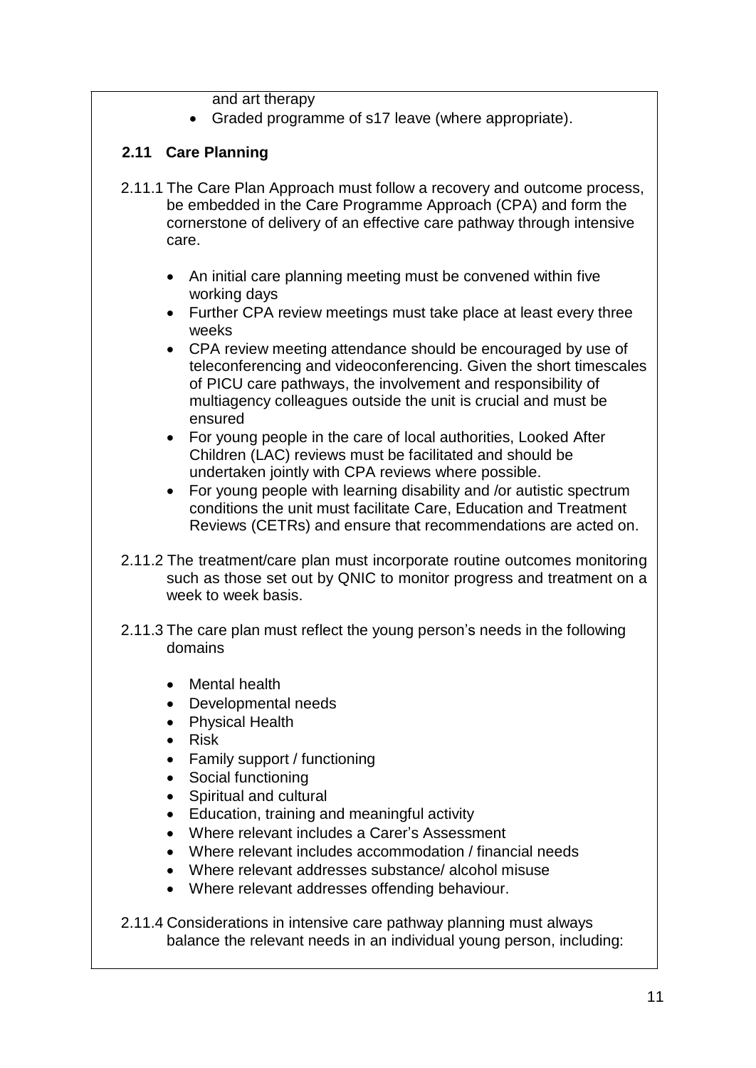and art therapy

- Graded programme of s17 leave (where appropriate).

## 2.11 Care Planning

2.11.1 The Care Plan Approach must follow a recovery and outcome process, be embedded in the Care Programme Approach (CPA) and form the cornerstone of delivery of an effective care pathway through intensive care.

- An initial care planning meeting must be convened within five working days
- Further CPA review meetings must take place at least every three weeks
- CPA review meeting attendance should be encouraged by use of teleconferencing and videoconferencing. Given the short timescales of PICU care pathways, the involvement and responsibility of multiagency colleagues outside the unit is crucial and must be ensured
- For young people in the care of local authorities, Looked After Children (LAC) reviews must be facilitated and should be undertaken jointly with CPA reviews where possible.
- For young people with learning disability and /or autistic spectrum conditions the unit must facilitate Care, Education and Treatment Reviews (CETRs) and ensure that recommendations are acted on.

2.11.2 The treatment/care plan must incorporate routine outcomes monitoring such as those set out by QNIC to monitor progress and treatment on a week to week basis.

2.11.3 The care plan must reflect the young person's needs in the following domains

- Mental health
- Developmental needs
- Physical Health
- Risk
- Family support / functioning
- Social functioning
- Spiritual and cultural
- Education, training and meaningful activity
- Where relevant includes a Carer's Assessment
- Where relevant includes accommodation / financial needs
- Where relevant addresses substance/ alcohol misuse
- Where relevant addresses offending behaviour.

2.11.4 Considerations in intensive care pathway planning must always balance the relevant needs in an individual young person, including: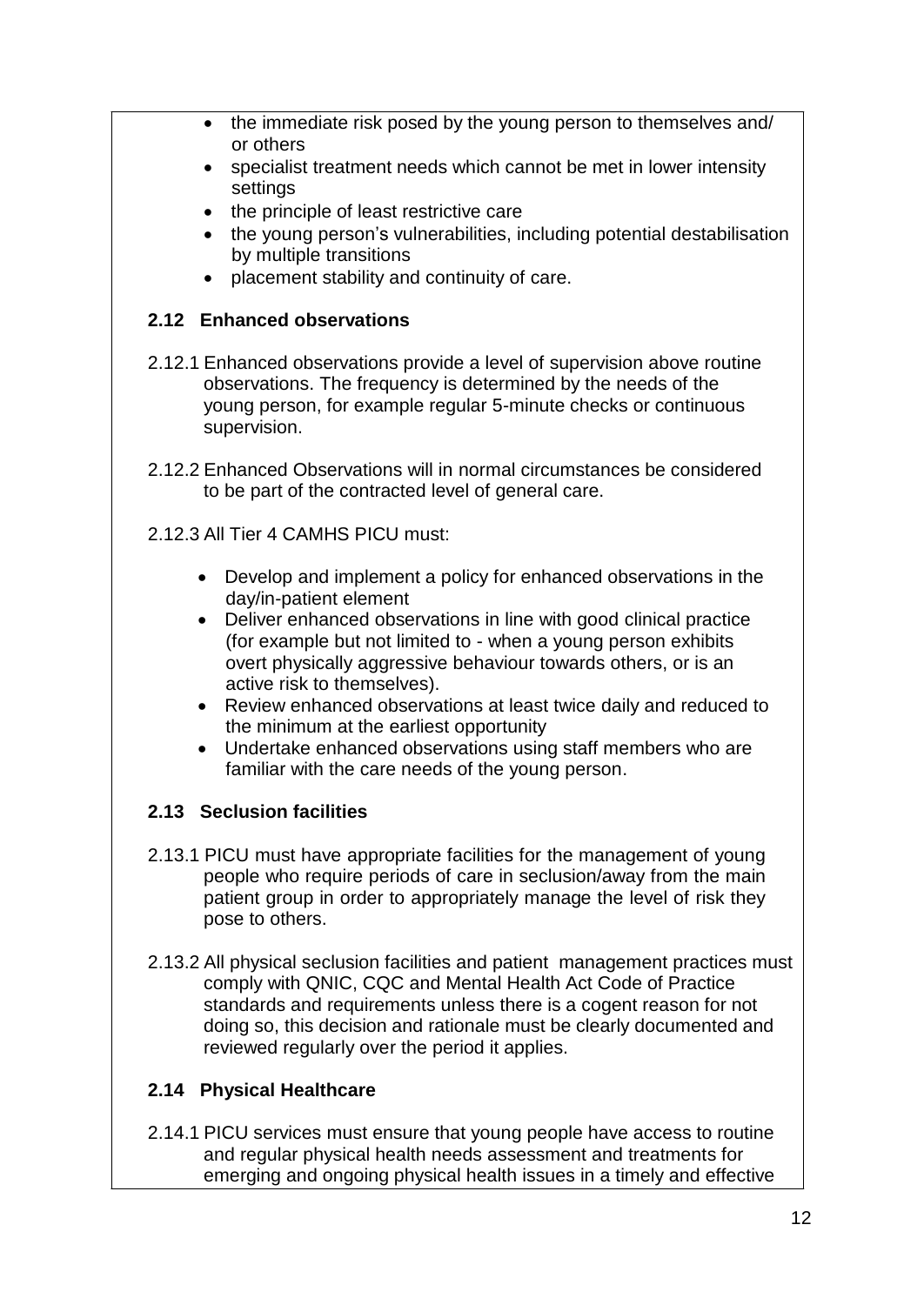- the immediate risk posed by the young person to themselves and/ or others
- specialist treatment needs which cannot be met in lower intensity settings
- the principle of least restrictive care
- the young person's vulnerabilities, including potential destabilisation by multiple transitions
- placement stability and continuity of care.

### 2.12 Enhanced observations

2.12.1 Enhanced observations provide a level of supervision above routine observations. The frequency is determined by the needs of the young person, for example regular 5-minute checks or continuous supervision.

2.12.2 Enhanced Observations will in normal circumstances be considered to be part of the contracted level of general care.

2.12.3 All Tier 4 CAMHS PICU must:

- Develop and implement a policy for enhanced observations in the day/in-patient element
- Deliver enhanced observations in line with good clinical practice (for example but not limited to - when a young person exhibits overt physically aggressive behaviour towards others, or is an active risk to themselves).
- Review enhanced observations at least twice daily and reduced to the minimum at the earliest opportunity
- Undertake enhanced observations using staff members who are familiar with the care needs of the young person.

### 2.13 Seclusion facilities

2.13.1 PICU must have appropriate facilities for the management of young people who require periods of care in seclusion/away from the main patient group in order to appropriately manage the level of risk they pose to others.

2.13.2 All physical seclusion facilities and patient management practices must comply with QNIC, CQC and Mental Health Act Code of Practice standards and requirements unless there is a cogent reason for not doing so, this decision and rationale must be clearly documented and reviewed regularly over the period it applies.

### 2.14 Physical Healthcare

2.14.1 PICU services must ensure that young people have access to routine and regular physical health needs assessment and treatments for emerging and ongoing physical health issues in a timely and effective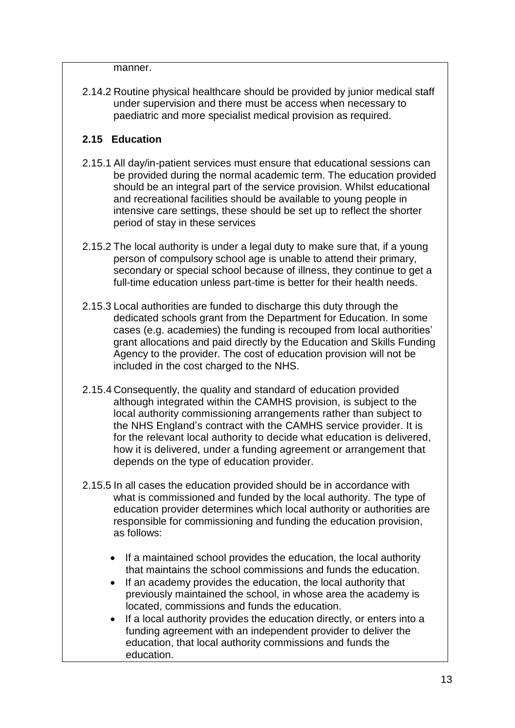manner.

2.14.2 Routine physical healthcare should be provided by junior medical staff under supervision and there must be access when necessary to paediatric and more specialist medical provision as required.

### 2.15 Education

2.15.1 All day/in-patient services must ensure that educational sessions can be provided during the normal academic term. The education provided should be an integral part of the service provision. Whilst educational and recreational facilities should be available to young people in intensive care settings, these should be set up to reflect the shorter period of stay in these services

2.15.2 The local authority is under a legal duty to make sure that, if a young person of compulsory school age is unable to attend their primary, secondary or special school because of illness, they continue to get a full-time education unless part-time is better for their health needs.

2.15.3 Local authorities are funded to discharge this duty through the dedicated schools grant from the Department for Education. In some cases (e.g. academies) the funding is recouped from local authorities' grant allocations and paid directly by the Education and Skills Funding Agency to the provider. The cost of education provision will not be included in the cost charged to the NHS.

2.15.4 Consequently, the quality and standard of education provided although integrated within the CAMHS provision, is subject to the local authority commissioning arrangements rather than subject to the NHS England's contract with the CAMHS service provider. It is for the relevant local authority to decide what education is delivered, how it is delivered, under a funding agreement or arrangement that depends on the type of education provider.

2.15.5 In all cases the education provided should be in accordance with what is commissioned and funded by the local authority. The type of education provider determines which local authority or authorities are responsible for commissioning and funding the education provision, as follows:

- If a maintained school provides the education, the local authority that maintains the school commissions and funds the education.
- If an academy provides the education, the local authority that previously maintained the school, in whose area the academy is located, commissions and funds the education.
- If a local authority provides the education directly, or enters into a funding agreement with an independent provider to deliver the education, that local authority commissions and funds the education.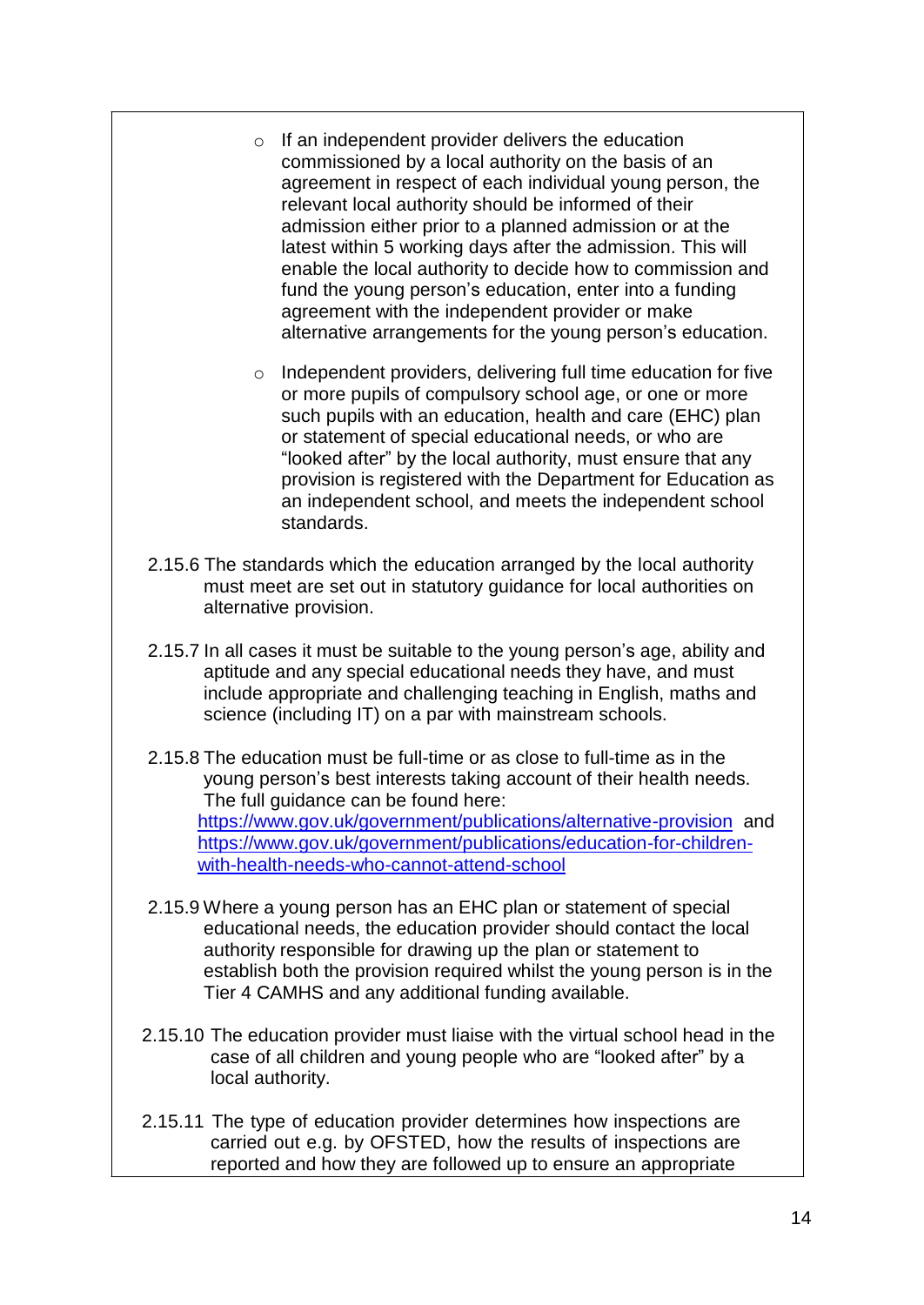- If an independent provider delivers the education commissioned by a local authority on the basis of an agreement in respect of each individual young person, the relevant local authority should be informed of their admission either prior to a planned admission or at the latest within 5 working days after the admission. This will enable the local authority to decide how to commission and fund the young person's education, enter into a funding agreement with the independent provider or make alternative arrangements for the young person's education.

- Independent providers, delivering full time education for five or more pupils of compulsory school age, or one or more such pupils with an education, health and care (EHC) plan or statement of special educational needs, or who are "looked after" by the local authority, must ensure that any provision is registered with the Department for Education as an independent school, and meets the independent school standards.

2.15.6 The standards which the education arranged by the local authority must meet are set out in statutory guidance for local authorities on alternative provision.

2.15.7 In all cases it must be suitable to the young person's age, ability and aptitude and any special educational needs they have, and must include appropriate and challenging teaching in English, maths and science (including IT) on a par with mainstream schools.

2.15.8 The education must be full-time or as close to full-time as in the young person's best interests taking account of their health needs. The full guidance can be found here: [https://www.gov.uk/government/publications/alternative-provision](https://www.gov.uk/government/publications/alternative-provision) and [https://www.gov.uk/government/publications/education-for-children-with-health-needs-who-cannot-attend-school](https://www.gov.uk/government/publications/education-for-children-with-health-needs-who-cannot-attend-school)

2.15.9 Where a young person has an EHC plan or statement of special educational needs, the education provider should contact the local authority responsible for drawing up the plan or statement to establish both the provision required whilst the young person is in the Tier 4 CAMHS and any additional funding available.

2.15.10 The education provider must liaise with the virtual school head in the case of all children and young people who are "looked after" by a local authority.

2.15.11 The type of education provider determines how inspections are carried out e.g. by OFSTED, how the results of inspections are reported and how they are followed up to ensure an appropriate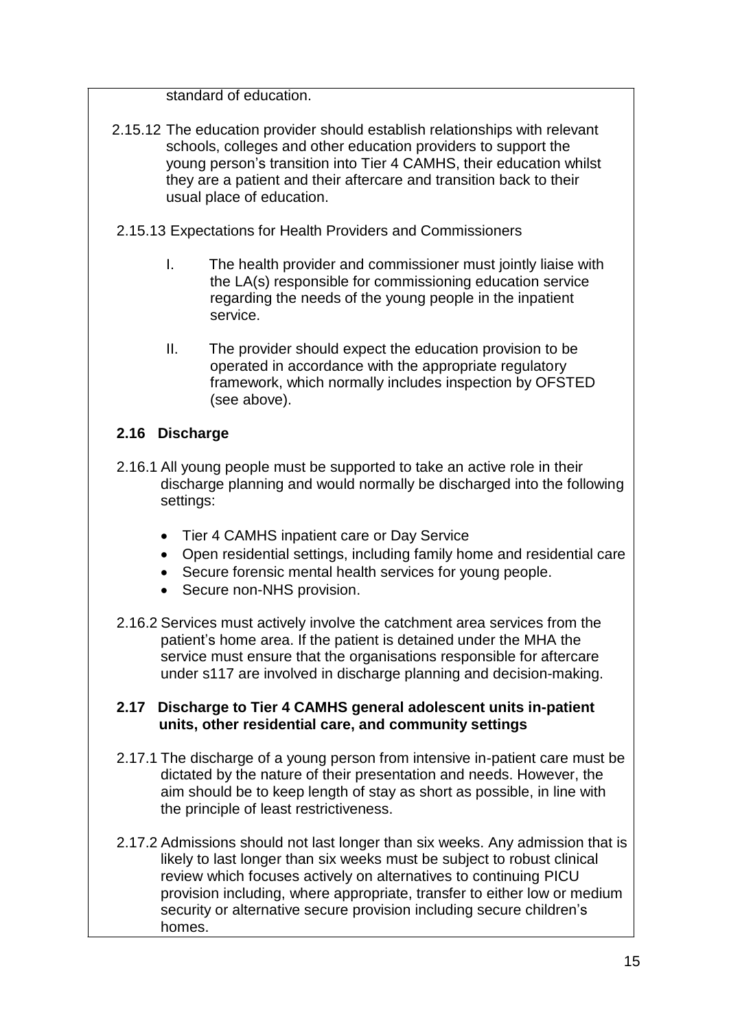standard of education.

2.15.12 The education provider should establish relationships with relevant schools, colleges and other education providers to support the young person's transition into Tier 4 CAMHS, their education whilst they are a patient and their aftercare and transition back to their usual place of education.

2.15.13 Expectations for Health Providers and Commissioners

I. The health provider and commissioner must jointly liaise with the LA(s) responsible for commissioning education service regarding the needs of the young people in the inpatient service.

II. The provider should expect the education provision to be operated in accordance with the appropriate regulatory framework, which normally includes inspection by OFSTED (see above).

## 2.16 Discharge

2.16.1 All young people must be supported to take an active role in their discharge planning and would normally be discharged into the following settings:

- Tier 4 CAMHS inpatient care or Day Service
- Open residential settings, including family home and residential care
- Secure forensic mental health services for young people.
- Secure non-NHS provision.

2.16.2 Services must actively involve the catchment area services from the patient's home area. If the patient is detained under the MHA the service must ensure that the organisations responsible for aftercare under s117 are involved in discharge planning and decision-making.

## 2.17 Discharge to Tier 4 CAMHS general adolescent units in-patient units, other residential care, and community settings

2.17.1 The discharge of a young person from intensive in-patient care must be dictated by the nature of their presentation and needs. However, the aim should be to keep length of stay as short as possible, in line with the principle of least restrictiveness.

2.17.2 Admissions should not last longer than six weeks. Any admission that is likely to last longer than six weeks must be subject to robust clinical review which focuses actively on alternatives to continuing PICU provision including, where appropriate, transfer to either low or medium security or alternative secure provision including secure children's homes.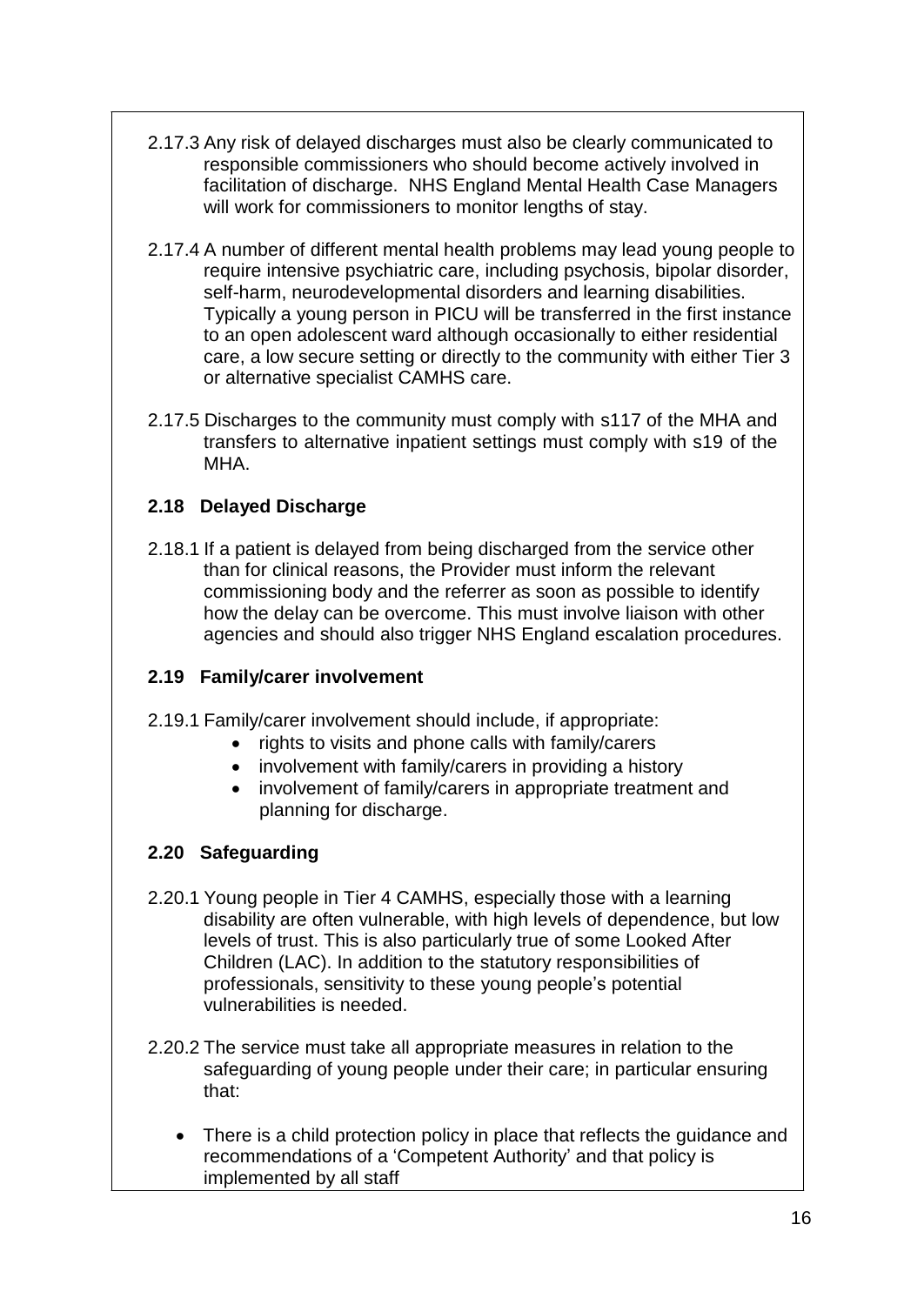2.17.3 Any risk of delayed discharges must also be clearly communicated to responsible commissioners who should become actively involved in facilitation of discharge. NHS England Mental Health Case Managers will work for commissioners to monitor lengths of stay.

2.17.4 A number of different mental health problems may lead young people to require intensive psychiatric care, including psychosis, bipolar disorder, self-harm, neurodevelopmental disorders and learning disabilities. Typically a young person in PICU will be transferred in the first instance to an open adolescent ward although occasionally to either residential care, a low secure setting or directly to the community with either Tier 3 or alternative specialist CAMHS care.

2.17.5 Discharges to the community must comply with s117 of the MHA and transfers to alternative inpatient settings must comply with s19 of the MHA.

### 2.18 Delayed Discharge

2.18.1 If a patient is delayed from being discharged from the service other than for clinical reasons, the Provider must inform the relevant commissioning body and the referrer as soon as possible to identify how the delay can be overcome. This must involve liaison with other agencies and should also trigger NHS England escalation procedures.

### 2.19 Family/carer involvement

2.19.1 Family/carer involvement should include, if appropriate:

- rights to visits and phone calls with family/carers
- involvement with family/carers in providing a history
- involvement of family/carers in appropriate treatment and planning for discharge.

### 2.20 Safeguarding

2.20.1 Young people in Tier 4 CAMHS, especially those with a learning disability are often vulnerable, with high levels of dependence, but low levels of trust. This is also particularly true of some Looked After Children (LAC). In addition to the statutory responsibilities of professionals, sensitivity to these young people's potential vulnerabilities is needed.

2.20.2 The service must take all appropriate measures in relation to the safeguarding of young people under their care; in particular ensuring that:

- There is a child protection policy in place that reflects the guidance and recommendations of a 'Competent Authority' and that policy is implemented by all staff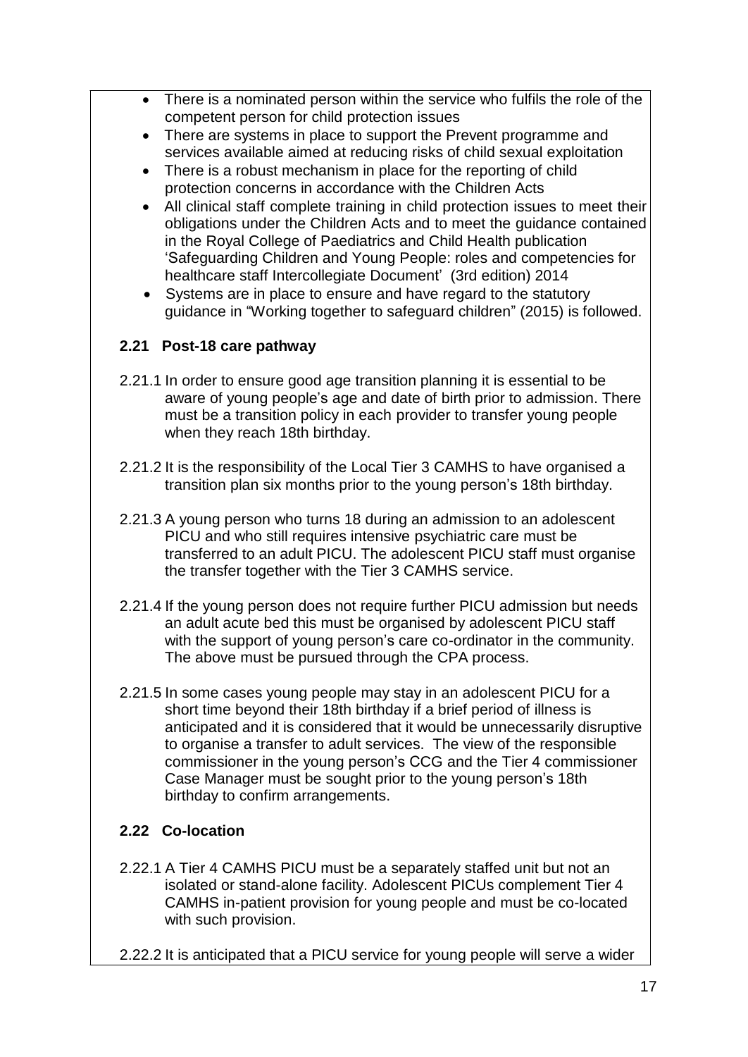- There is a nominated person within the service who fulfils the role of the competent person for child protection issues
- There are systems in place to support the Prevent programme and services available aimed at reducing risks of child sexual exploitation
- There is a robust mechanism in place for the reporting of child protection concerns in accordance with the Children Acts
- All clinical staff complete training in child protection issues to meet their obligations under the Children Acts and to meet the guidance contained in the Royal College of Paediatrics and Child Health publication 'Safeguarding Children and Young People: roles and competencies for healthcare staff Intercollegiate Document' (3rd edition) 2014
- Systems are in place to ensure and have regard to the statutory guidance in "Working together to safeguard children" (2015) is followed.

### 2.21 Post-18 care pathway

2.21.1 In order to ensure good age transition planning it is essential to be aware of young people's age and date of birth prior to admission. There must be a transition policy in each provider to transfer young people when they reach 18th birthday.

2.21.2 It is the responsibility of the Local Tier 3 CAMHS to have organised a transition plan six months prior to the young person's 18th birthday.

2.21.3 A young person who turns 18 during an admission to an adolescent PICU and who still requires intensive psychiatric care must be transferred to an adult PICU. The adolescent PICU staff must organise the transfer together with the Tier 3 CAMHS service.

2.21.4 If the young person does not require further PICU admission but needs an adult acute bed this must be organised by adolescent PICU staff with the support of young person's care co-ordinator in the community. The above must be pursued through the CPA process.

2.21.5 In some cases young people may stay in an adolescent PICU for a short time beyond their 18th birthday if a brief period of illness is anticipated and it is considered that it would be unnecessarily disruptive to organise a transfer to adult services. The view of the responsible commissioner in the young person's CCG and the Tier 4 commissioner Case Manager must be sought prior to the young person's 18th birthday to confirm arrangements.

### 2.22 Co-location

2.22.1 A Tier 4 CAMHS PICU must be a separately staffed unit but not an isolated or stand-alone facility. Adolescent PICUs complement Tier 4 CAMHS in-patient provision for young people and must be co-located with such provision.

2.22.2 It is anticipated that a PICU service for young people will serve a wider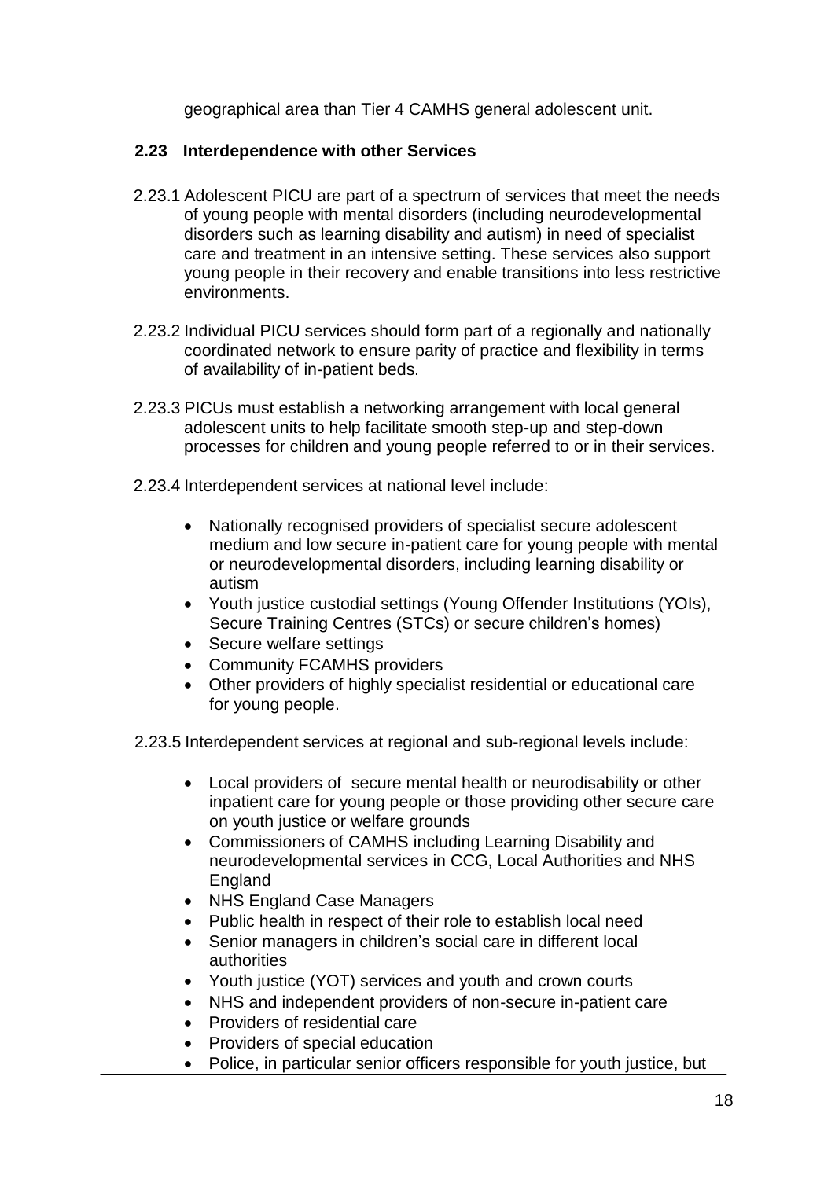geographical area than Tier 4 CAMHS general adolescent unit.

## 2.23 Interdependence with other Services

2.23.1 Adolescent PICU are part of a spectrum of services that meet the needs of young people with mental disorders (including neurodevelopmental disorders such as learning disability and autism) in need of specialist care and treatment in an intensive setting. These services also support young people in their recovery and enable transitions into less restrictive environments.

2.23.2 Individual PICU services should form part of a regionally and nationally coordinated network to ensure parity of practice and flexibility in terms of availability of in-patient beds.

2.23.3 PICUs must establish a networking arrangement with local general adolescent units to help facilitate smooth step-up and step-down processes for children and young people referred to or in their services.

2.23.4 Interdependent services at national level include:

- Nationally recognised providers of specialist secure adolescent medium and low secure in-patient care for young people with mental or neurodevelopmental disorders, including learning disability or autism
- Youth justice custodial settings (Young Offender Institutions (YOIs), Secure Training Centres (STCs) or secure children's homes)
- Secure welfare settings
- Community FCAMHS providers
- Other providers of highly specialist residential or educational care for young people.

2.23.5 Interdependent services at regional and sub-regional levels include:

- Local providers of secure mental health or neurodisability or other inpatient care for young people or those providing other secure care on youth justice or welfare grounds
- Commissioners of CAMHS including Learning Disability and neurodevelopmental services in CCG, Local Authorities and NHS England
- NHS England Case Managers
- Public health in respect of their role to establish local need
- Senior managers in children's social care in different local authorities
- Youth justice (YOT) services and youth and crown courts
- NHS and independent providers of non-secure in-patient care
- Providers of residential care
- Providers of special education
- Police, in particular senior officers responsible for youth justice, but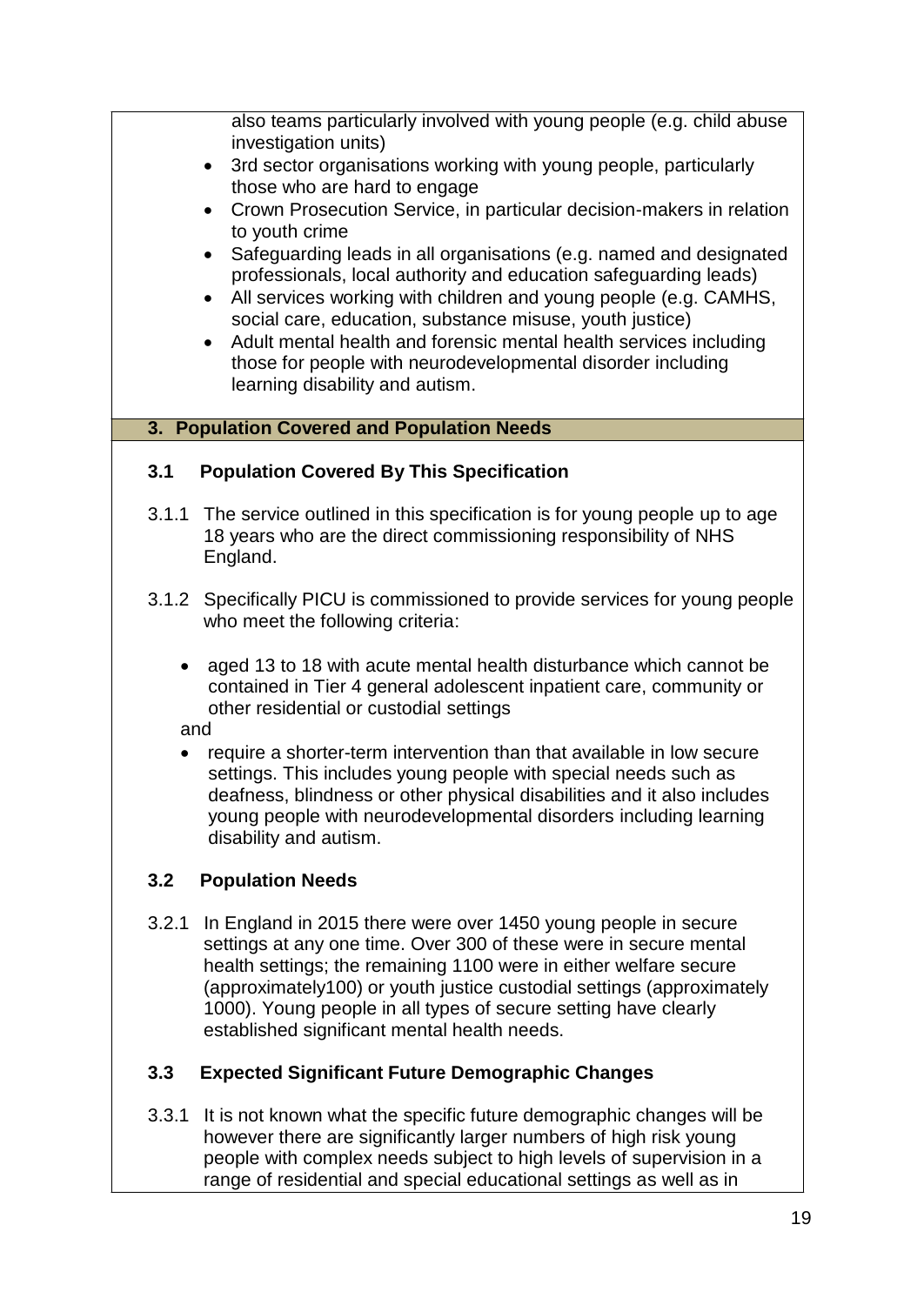also teams particularly involved with young people (e.g. child abuse investigation units)

- 3rd sector organisations working with young people, particularly those who are hard to engage
- Crown Prosecution Service, in particular decision-makers in relation to youth crime
- Safeguarding leads in all organisations (e.g. named and designated professionals, local authority and education safeguarding leads)
- All services working with children and young people (e.g. CAMHS, social care, education, substance misuse, youth justice)
- Adult mental health and forensic mental health services including those for people with neurodevelopmental disorder including learning disability and autism.

## 3. Population Covered and Population Needs

### 3.1 Population Covered By This Specification

3.1.1 The service outlined in this specification is for young people up to age 18 years who are the direct commissioning responsibility of NHS England.

3.1.2 Specifically PICU is commissioned to provide services for young people who meet the following criteria:

- aged 13 to 18 with acute mental health disturbance which cannot be contained in Tier 4 general adolescent inpatient care, community or other residential or custodial settings

and

- require a shorter-term intervention than that available in low secure settings. This includes young people with special needs such as deafness, blindness or other physical disabilities and it also includes young people with neurodevelopmental disorders including learning disability and autism.

### 3.2 Population Needs

3.2.1 In England in 2015 there were over 1450 young people in secure settings at any one time. Over 300 of these were in secure mental health settings; the remaining 1100 were in either welfare secure (approximately100) or youth justice custodial settings (approximately 1000). Young people in all types of secure setting have clearly established significant mental health needs.

### 3.3 Expected Significant Future Demographic Changes

3.3.1 It is not known what the specific future demographic changes will be however there are significantly larger numbers of high risk young people with complex needs subject to high levels of supervision in a range of residential and special educational settings as well as in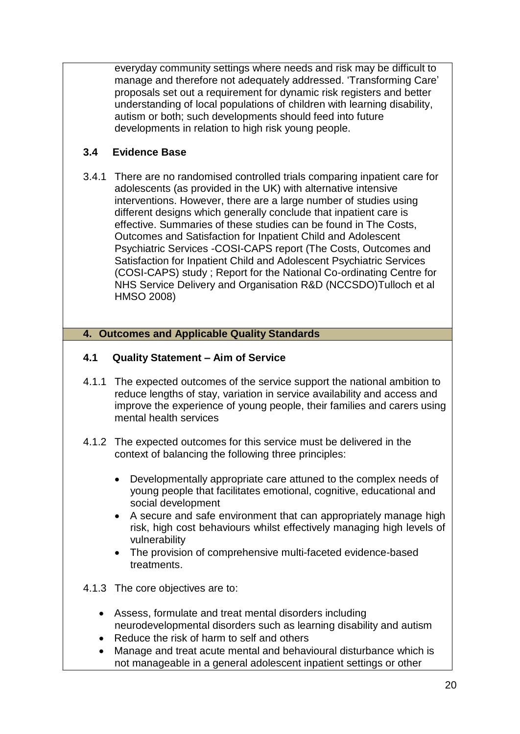everyday community settings where needs and risk may be difficult to manage and therefore not adequately addressed. 'Transforming Care' proposals set out a requirement for dynamic risk registers and better understanding of local populations of children with learning disability, autism or both; such developments should feed into future developments in relation to high risk young people.

### 3.4 Evidence Base

3.4.1 There are no randomised controlled trials comparing inpatient care for adolescents (as provided in the UK) with alternative intensive interventions. However, there are a large number of studies using different designs which generally conclude that inpatient care is effective. Summaries of these studies can be found in The Costs, Outcomes and Satisfaction for Inpatient Child and Adolescent Psychiatric Services -COSI-CAPS report (The Costs, Outcomes and Satisfaction for Inpatient Child and Adolescent Psychiatric Services (COSI-CAPS) study ; Report for the National Co-ordinating Centre for NHS Service Delivery and Organisation R&D (NCCSDO)Tulloch et al HMSO 2008)

## 4. Outcomes and Applicable Quality Standards

### 4.1 Quality Statement – Aim of Service

4.1.1 The expected outcomes of the service support the national ambition to reduce lengths of stay, variation in service availability and access and improve the experience of young people, their families and carers using mental health services

4.1.2 The expected outcomes for this service must be delivered in the context of balancing the following three principles:

- Developmentally appropriate care attuned to the complex needs of young people that facilitates emotional, cognitive, educational and social development
- A secure and safe environment that can appropriately manage high risk, high cost behaviours whilst effectively managing high levels of vulnerability
- The provision of comprehensive multi-faceted evidence-based treatments.

4.1.3 The core objectives are to:

- Assess, formulate and treat mental disorders including neurodevelopmental disorders such as learning disability and autism
- Reduce the risk of harm to self and others
- Manage and treat acute mental and behavioural disturbance which is not manageable in a general adolescent inpatient settings or other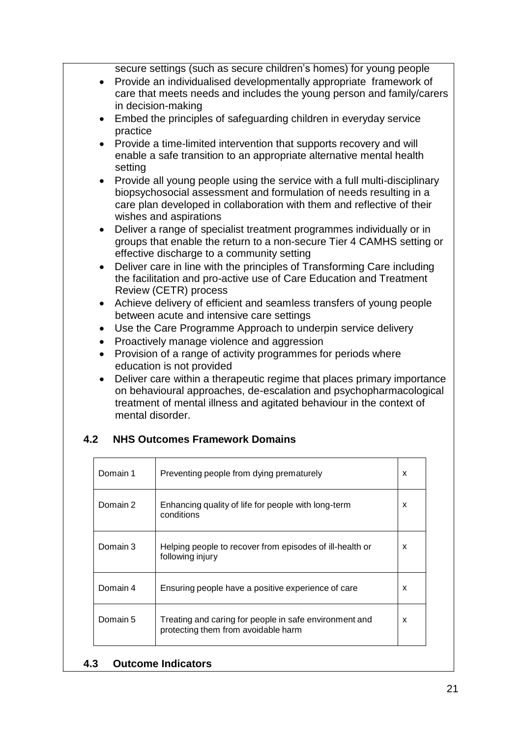secure settings (such as secure children's homes) for young people

- Provide an individualised developmentally appropriate framework of care that meets needs and includes the young person and family/carers in decision-making
- Embed the principles of safeguarding children in everyday service practice
- Provide a time-limited intervention that supports recovery and will enable a safe transition to an appropriate alternative mental health setting
- Provide all young people using the service with a full multi-disciplinary biopsychosocial assessment and formulation of needs resulting in a care plan developed in collaboration with them and reflective of their wishes and aspirations
- Deliver a range of specialist treatment programmes individually or in groups that enable the return to a non-secure Tier 4 CAMHS setting or effective discharge to a community setting
- Deliver care in line with the principles of Transforming Care including the facilitation and pro-active use of Care Education and Treatment Review (CETR) process
- Achieve delivery of efficient and seamless transfers of young people between acute and intensive care settings
- Use the Care Programme Approach to underpin service delivery
- Proactively manage violence and aggression
- Provision of a range of activity programmes for periods where education is not provided
- Deliver care within a therapeutic regime that places primary importance on behavioural approaches, de-escalation and psychopharmacological treatment of mental illness and agitated behaviour in the context of mental disorder.

### 4.2 NHS Outcomes Framework Domains

| | | |
|---|---|---|
| Domain 1 | Preventing people from dying prematurely | x |
| Domain 2 | Enhancing quality of life for people with long-term conditions | x |
| Domain 3 | Helping people to recover from episodes of ill-health or following injury | x |
| Domain 4 | Ensuring people have a positive experience of care | x |
| Domain 5 | Treating and caring for people in safe environment and protecting them from avoidable harm | x |

### 4.3 Outcome Indicators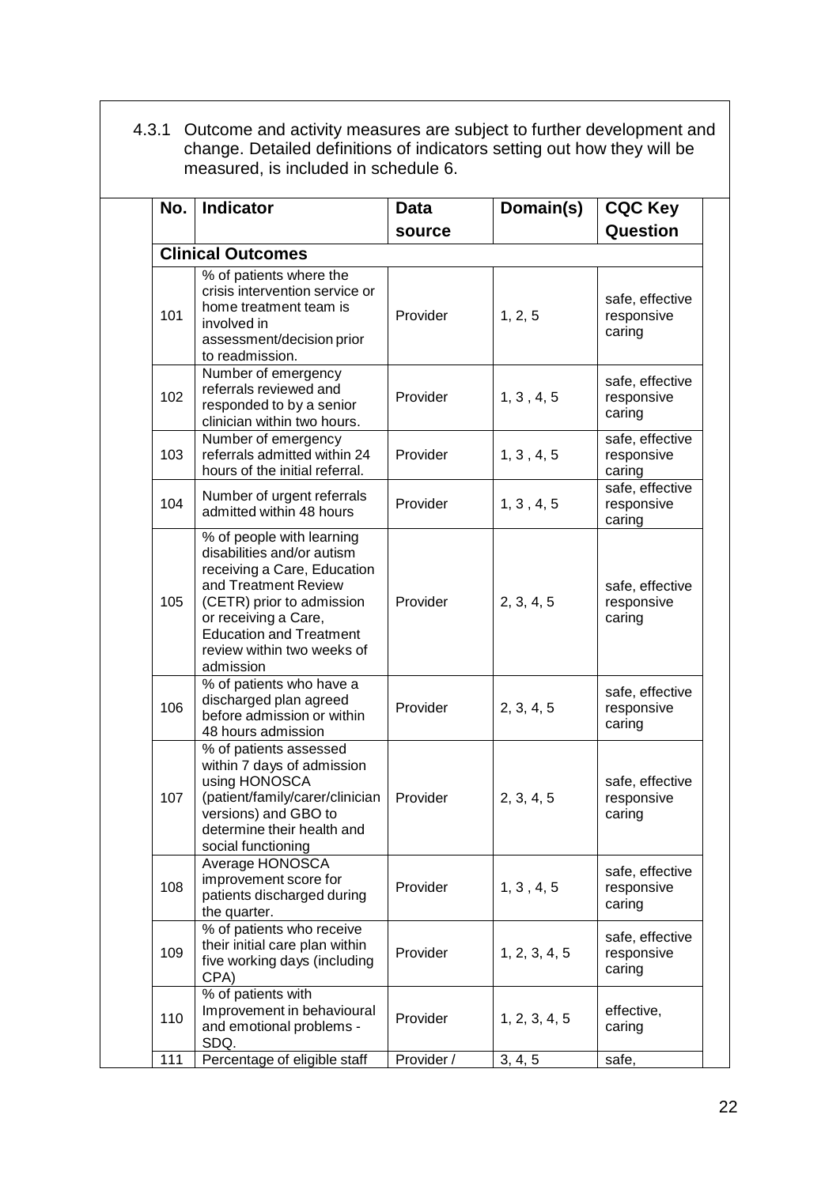4.3.1 Outcome and activity measures are subject to further development and change. Detailed definitions of indicators setting out how they will be measured, is included in schedule 6.

| No. | Indicator | Data source | Domain(s) | CQC Key Question |
|---|---|---|---|---|
| **Clinical Outcomes** | | | | |
| 101 | % of patients where the crisis intervention service or home treatment team is involved in assessment/decision prior to readmission. | Provider | 1, 2, 5 | safe, effective responsive caring |
| 102 | Number of emergency referrals reviewed and responded to by a senior clinician within two hours. | Provider | 1, 3 , 4, 5 | safe, effective responsive caring |
| 103 | Number of emergency referrals admitted within 24 hours of the initial referral. | Provider | 1, 3 , 4, 5 | safe, effective responsive caring |
| 104 | Number of urgent referrals admitted within 48 hours | Provider | 1, 3 , 4, 5 | safe, effective responsive caring |
| 105 | % of people with learning disabilities and/or autism receiving a Care, Education and Treatment Review (CETR) prior to admission or receiving a Care, Education and Treatment review within two weeks of admission | Provider | 2, 3, 4, 5 | safe, effective responsive caring |
| 106 | % of patients who have a discharged plan agreed before admission or within 48 hours admission | Provider | 2, 3, 4, 5 | safe, effective responsive caring |
| 107 | % of patients assessed within 7 days of admission using HONOSCA (patient/family/carer/clinician versions) and GBO to determine their health and social functioning | Provider | 2, 3, 4, 5 | safe, effective responsive caring |
| 108 | Average HONOSCA improvement score for patients discharged during the quarter. | Provider | 1, 3 , 4, 5 | safe, effective responsive caring |
| 109 | % of patients who receive their initial care plan within five working days (including CPA) | Provider | 1, 2, 3, 4, 5 | safe, effective responsive caring |
| 110 | % of patients with Improvement in behavioural and emotional problems - SDQ. | Provider | 1, 2, 3, 4, 5 | effective, caring |
| 111 | Percentage of eligible staff | Provider / | 3, 4, 5 | safe, |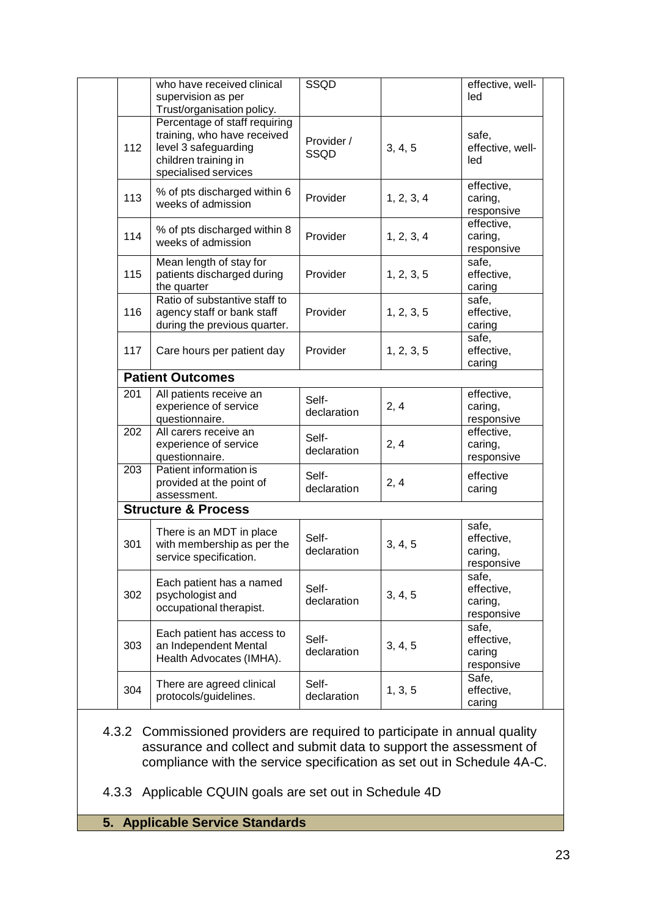| | | | | |
|---|---|---|---|---|
| | who have received clinical supervision as per Trust/organisation policy. | SSQD | | effective, well-led |
| 112 | Percentage of staff requiring training, who have received level 3 safeguarding children training in specialised services | Provider / SSQD | 3, 4, 5 | safe, effective, well-led |
| 113 | % of pts discharged within 6 weeks of admission | Provider | 1, 2, 3, 4 | effective, caring, responsive |
| 114 | % of pts discharged within 8 weeks of admission | Provider | 1, 2, 3, 4 | effective, caring, responsive |
| 115 | Mean length of stay for patients discharged during the quarter | Provider | 1, 2, 3, 5 | safe, effective, caring |
| 116 | Ratio of substantive staff to agency staff or bank staff during the previous quarter. | Provider | 1, 2, 3, 5 | safe, effective, caring |
| 117 | Care hours per patient day | Provider | 1, 2, 3, 5 | safe, effective, caring |
| | **Patient Outcomes** | | | |
| 201 | All patients receive an experience of service questionnaire. | Self-declaration | 2, 4 | effective, caring, responsive |
| 202 | All carers receive an experience of service questionnaire. | Self-declaration | 2, 4 | effective, caring, responsive |
| 203 | Patient information is provided at the point of assessment. | Self-declaration | 2, 4 | effective caring |
| | **Structure & Process** | | | |
| 301 | There is an MDT in place with membership as per the service specification. | Self-declaration | 3, 4, 5 | safe, effective, caring, responsive |
| 302 | Each patient has a named psychologist and occupational therapist. | Self-declaration | 3, 4, 5 | safe, effective, caring, responsive |
| 303 | Each patient has access to an Independent Mental Health Advocates (IMHA). | Self-declaration | 3, 4, 5 | safe, effective, caring responsive |
| 304 | There are agreed clinical protocols/guidelines. | Self-declaration | 1, 3, 5 | Safe, effective, caring |

4.3.2 Commissioned providers are required to participate in annual quality assurance and collect and submit data to support the assessment of compliance with the service specification as set out in Schedule 4A-C.

4.3.3 Applicable CQUIN goals are set out in Schedule 4D

## 5. Applicable Service Standards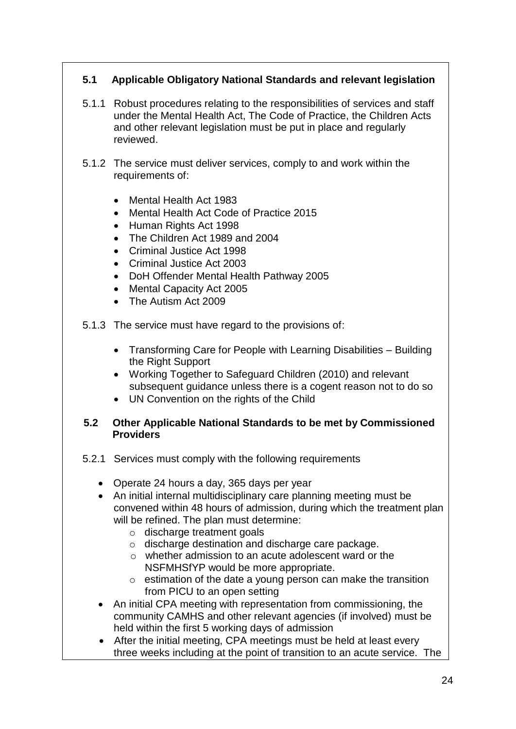### 5.1 Applicable Obligatory National Standards and relevant legislation

5.1.1 Robust procedures relating to the responsibilities of services and staff under the Mental Health Act, The Code of Practice, the Children Acts and other relevant legislation must be put in place and regularly reviewed.

5.1.2 The service must deliver services, comply to and work within the requirements of:

- Mental Health Act 1983
- Mental Health Act Code of Practice 2015
- Human Rights Act 1998
- The Children Act 1989 and 2004
- Criminal Justice Act 1998
- Criminal Justice Act 2003
- DoH Offender Mental Health Pathway 2005
- Mental Capacity Act 2005
- The Autism Act 2009

5.1.3 The service must have regard to the provisions of:

- Transforming Care for People with Learning Disabilities – Building the Right Support
- Working Together to Safeguard Children (2010) and relevant subsequent guidance unless there is a cogent reason not to do so
- UN Convention on the rights of the Child

### 5.2 Other Applicable National Standards to be met by Commissioned Providers

5.2.1 Services must comply with the following requirements

- Operate 24 hours a day, 365 days per year
- An initial internal multidisciplinary care planning meeting must be convened within 48 hours of admission, during which the treatment plan will be refined. The plan must determine:
  - discharge treatment goals
  - discharge destination and discharge care package.
  - whether admission to an acute adolescent ward or the NSFMHSfYP would be more appropriate.
  - estimation of the date a young person can make the transition from PICU to an open setting
- An initial CPA meeting with representation from commissioning, the community CAMHS and other relevant agencies (if involved) must be held within the first 5 working days of admission
- After the initial meeting, CPA meetings must be held at least every three weeks including at the point of transition to an acute service. The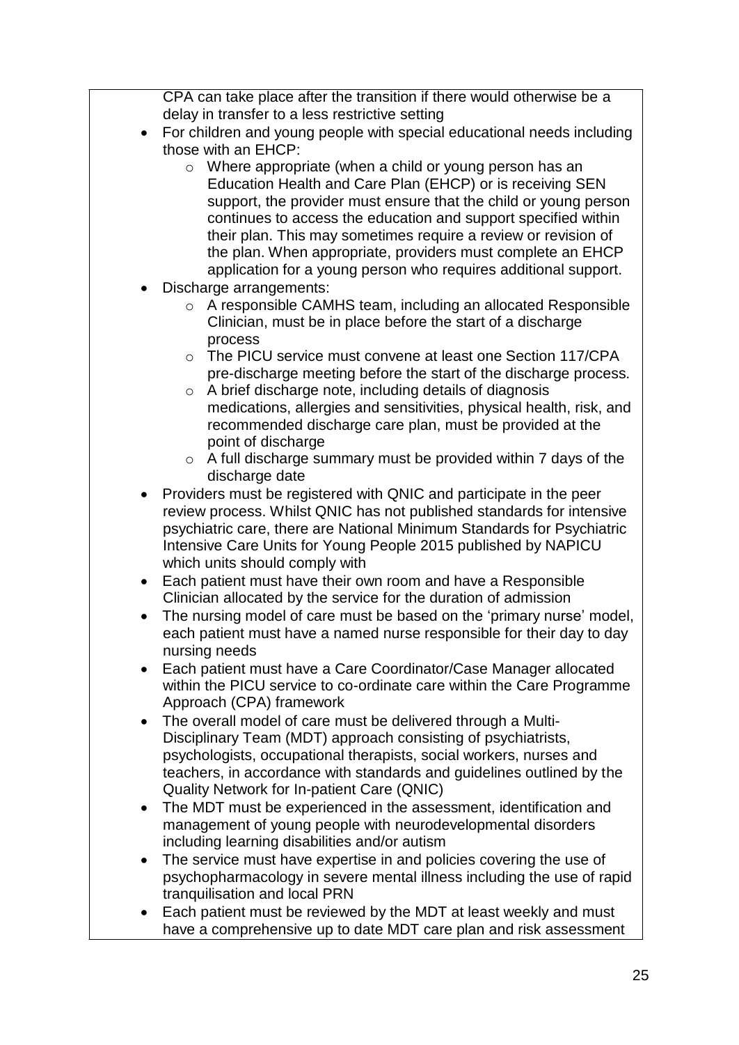CPA can take place after the transition if there would otherwise be a delay in transfer to a less restrictive setting

- For children and young people with special educational needs including those with an EHCP:
  - Where appropriate (when a child or young person has an Education Health and Care Plan (EHCP) or is receiving SEN support, the provider must ensure that the child or young person continues to access the education and support specified within their plan. This may sometimes require a review or revision of the plan. When appropriate, providers must complete an EHCP application for a young person who requires additional support.
- Discharge arrangements:
  - A responsible CAMHS team, including an allocated Responsible Clinician, must be in place before the start of a discharge process
  - The PICU service must convene at least one Section 117/CPA pre-discharge meeting before the start of the discharge process.
  - A brief discharge note, including details of diagnosis medications, allergies and sensitivities, physical health, risk, and recommended discharge care plan, must be provided at the point of discharge
  - A full discharge summary must be provided within 7 days of the discharge date
- Providers must be registered with QNIC and participate in the peer review process. Whilst QNIC has not published standards for intensive psychiatric care, there are National Minimum Standards for Psychiatric Intensive Care Units for Young People 2015 published by NAPICU which units should comply with
- Each patient must have their own room and have a Responsible Clinician allocated by the service for the duration of admission
- The nursing model of care must be based on the 'primary nurse' model, each patient must have a named nurse responsible for their day to day nursing needs
- Each patient must have a Care Coordinator/Case Manager allocated within the PICU service to co-ordinate care within the Care Programme Approach (CPA) framework
- The overall model of care must be delivered through a Multi-Disciplinary Team (MDT) approach consisting of psychiatrists, psychologists, occupational therapists, social workers, nurses and teachers, in accordance with standards and guidelines outlined by the Quality Network for In-patient Care (QNIC)
- The MDT must be experienced in the assessment, identification and management of young people with neurodevelopmental disorders including learning disabilities and/or autism
- The service must have expertise in and policies covering the use of psychopharmacology in severe mental illness including the use of rapid tranquilisation and local PRN
- Each patient must be reviewed by the MDT at least weekly and must have a comprehensive up to date MDT care plan and risk assessment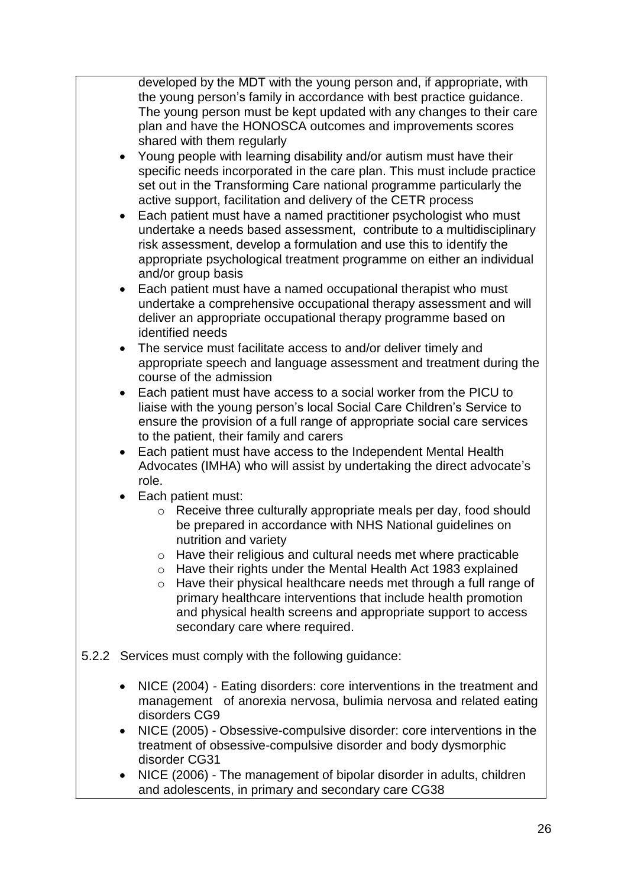developed by the MDT with the young person and, if appropriate, with the young person's family in accordance with best practice guidance. The young person must be kept updated with any changes to their care plan and have the HONOSCA outcomes and improvements scores shared with them regularly

- Young people with learning disability and/or autism must have their specific needs incorporated in the care plan. This must include practice set out in the Transforming Care national programme particularly the active support, facilitation and delivery of the CETR process
- Each patient must have a named practitioner psychologist who must undertake a needs based assessment, contribute to a multidisciplinary risk assessment, develop a formulation and use this to identify the appropriate psychological treatment programme on either an individual and/or group basis
- Each patient must have a named occupational therapist who must undertake a comprehensive occupational therapy assessment and will deliver an appropriate occupational therapy programme based on identified needs
- The service must facilitate access to and/or deliver timely and appropriate speech and language assessment and treatment during the course of the admission
- Each patient must have access to a social worker from the PICU to liaise with the young person's local Social Care Children's Service to ensure the provision of a full range of appropriate social care services to the patient, their family and carers
- Each patient must have access to the Independent Mental Health Advocates (IMHA) who will assist by undertaking the direct advocate's role.
- Each patient must:
  - Receive three culturally appropriate meals per day, food should be prepared in accordance with NHS National guidelines on nutrition and variety
  - Have their religious and cultural needs met where practicable
  - Have their rights under the Mental Health Act 1983 explained
  - Have their physical healthcare needs met through a full range of primary healthcare interventions that include health promotion and physical health screens and appropriate support to access secondary care where required.

5.2.2 Services must comply with the following guidance:

- NICE (2004) - Eating disorders: core interventions in the treatment and management of anorexia nervosa, bulimia nervosa and related eating disorders CG9
- NICE (2005) - Obsessive-compulsive disorder: core interventions in the treatment of obsessive-compulsive disorder and body dysmorphic disorder CG31
- NICE (2006) - The management of bipolar disorder in adults, children and adolescents, in primary and secondary care CG38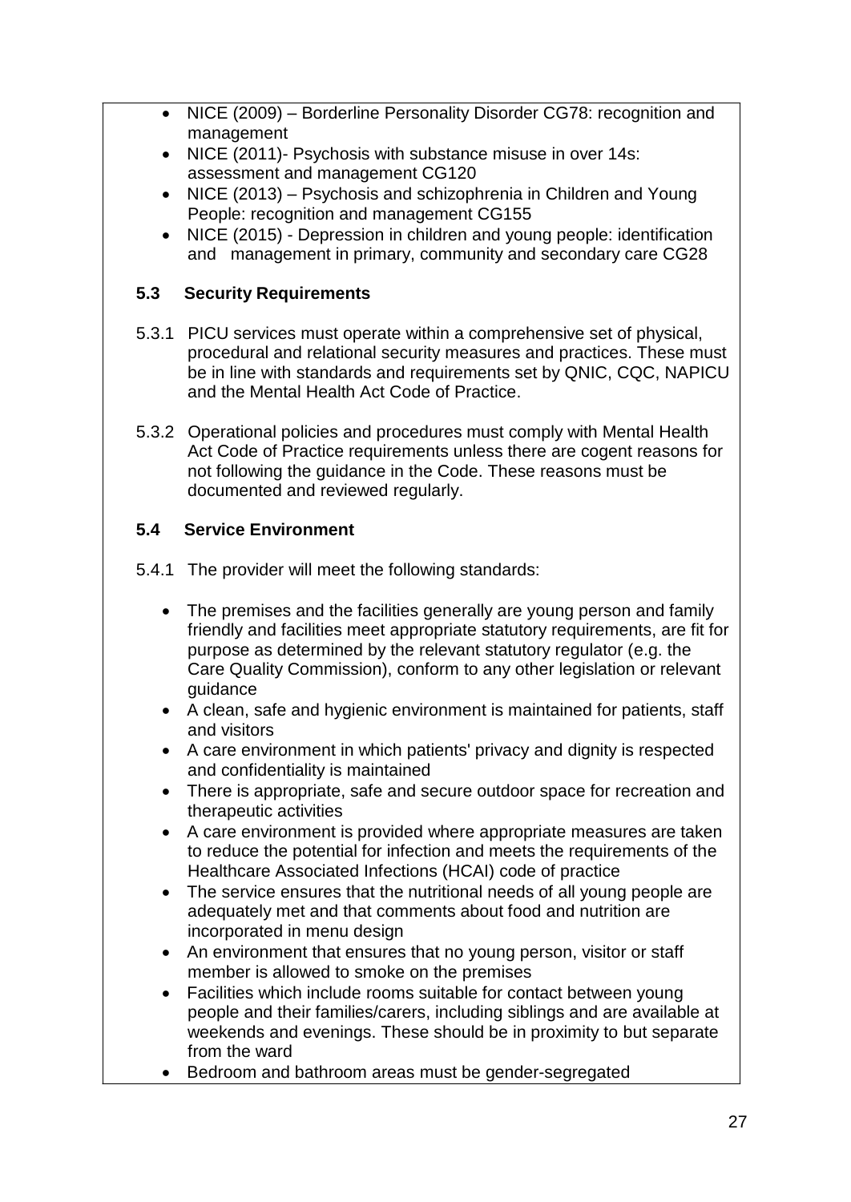- NICE (2009) – Borderline Personality Disorder CG78: recognition and management
- NICE (2011)- Psychosis with substance misuse in over 14s: assessment and management CG120
- NICE (2013) – Psychosis and schizophrenia in Children and Young People: recognition and management CG155
- NICE (2015) - Depression in children and young people: identification and management in primary, community and secondary care CG28

### 5.3 Security Requirements

5.3.1 PICU services must operate within a comprehensive set of physical, procedural and relational security measures and practices. These must be in line with standards and requirements set by QNIC, CQC, NAPICU and the Mental Health Act Code of Practice.

5.3.2 Operational policies and procedures must comply with Mental Health Act Code of Practice requirements unless there are cogent reasons for not following the guidance in the Code. These reasons must be documented and reviewed regularly.

### 5.4 Service Environment

5.4.1 The provider will meet the following standards:

- The premises and the facilities generally are young person and family friendly and facilities meet appropriate statutory requirements, are fit for purpose as determined by the relevant statutory regulator (e.g. the Care Quality Commission), conform to any other legislation or relevant guidance
- A clean, safe and hygienic environment is maintained for patients, staff and visitors
- A care environment in which patients' privacy and dignity is respected and confidentiality is maintained
- There is appropriate, safe and secure outdoor space for recreation and therapeutic activities
- A care environment is provided where appropriate measures are taken to reduce the potential for infection and meets the requirements of the Healthcare Associated Infections (HCAI) code of practice
- The service ensures that the nutritional needs of all young people are adequately met and that comments about food and nutrition are incorporated in menu design
- An environment that ensures that no young person, visitor or staff member is allowed to smoke on the premises
- Facilities which include rooms suitable for contact between young people and their families/carers, including siblings and are available at weekends and evenings. These should be in proximity to but separate from the ward
- Bedroom and bathroom areas must be gender-segregated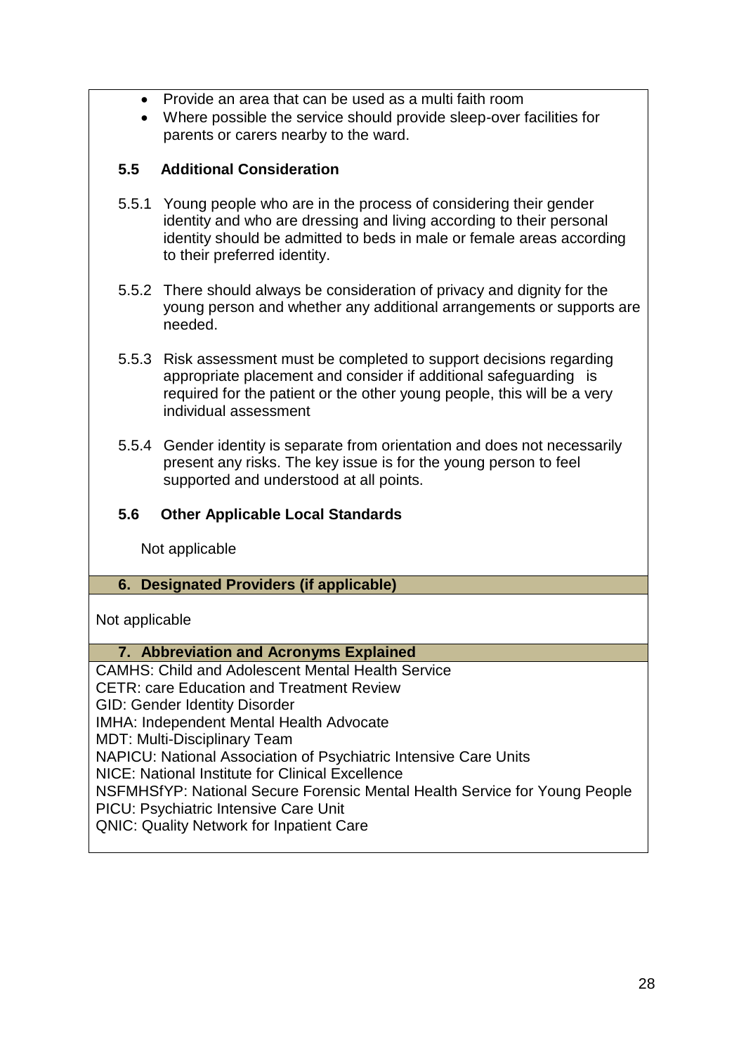- Provide an area that can be used as a multi faith room
- Where possible the service should provide sleep-over facilities for parents or carers nearby to the ward.

### 5.5 Additional Consideration

5.5.1 Young people who are in the process of considering their gender identity and who are dressing and living according to their personal identity should be admitted to beds in male or female areas according to their preferred identity.

5.5.2 There should always be consideration of privacy and dignity for the young person and whether any additional arrangements or supports are needed.

5.5.3 Risk assessment must be completed to support decisions regarding appropriate placement and consider if additional safeguarding is required for the patient or the other young people, this will be a very individual assessment

5.5.4 Gender identity is separate from orientation and does not necessarily present any risks. The key issue is for the young person to feel supported and understood at all points.

### 5.6 Other Applicable Local Standards

Not applicable

## 6. Designated Providers (if applicable)

Not applicable

## 7. Abbreviation and Acronyms Explained

CAMHS: Child and Adolescent Mental Health Service
CETR: care Education and Treatment Review
GID: Gender Identity Disorder
IMHA: Independent Mental Health Advocate
MDT: Multi-Disciplinary Team
NAPICU: National Association of Psychiatric Intensive Care Units
NICE: National Institute for Clinical Excellence
NSFMHSfYP: National Secure Forensic Mental Health Service for Young People
PICU: Psychiatric Intensive Care Unit
QNIC: Quality Network for Inpatient Care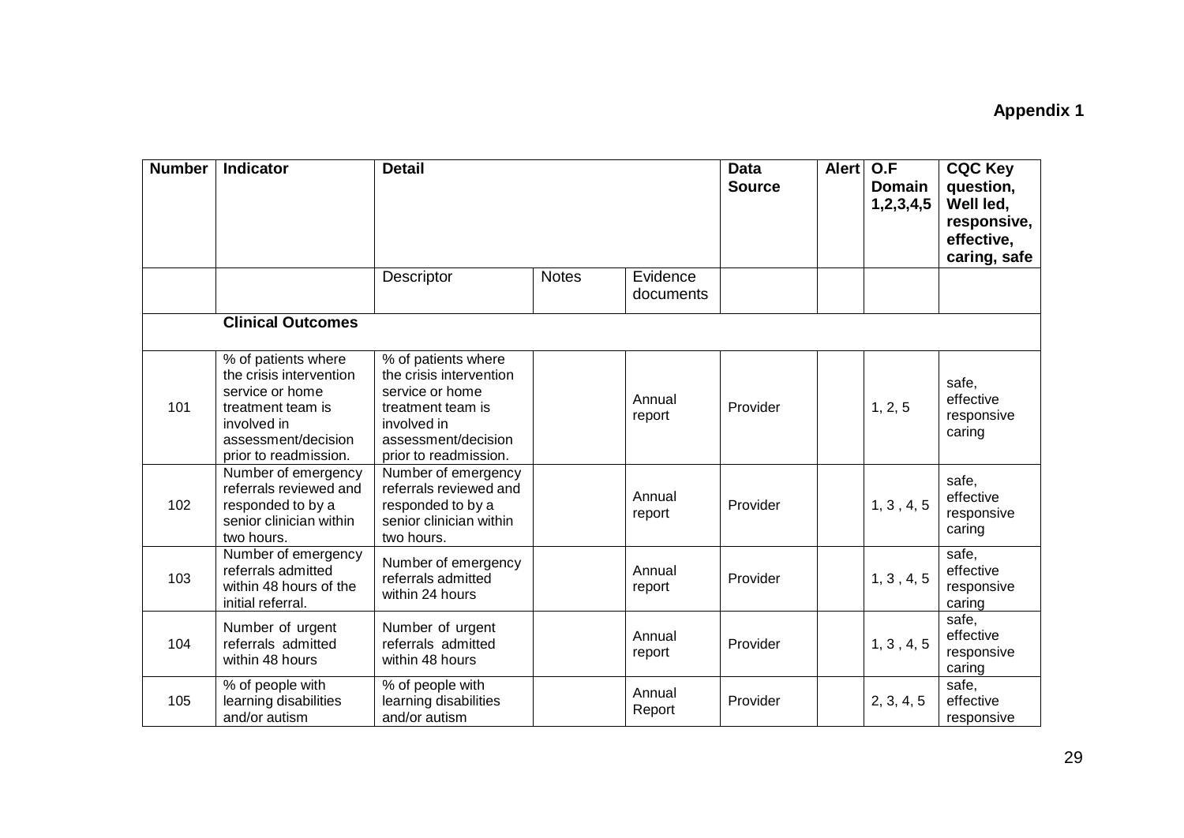**Appendix 1**

| Number | Indicator | Detail | | | Data Source | Alert | O.F Domain 1,2,3,4,5 | CQC Key question, Well led, responsive, effective, caring, safe |
|---|---|---|---|---|---|---|---|---|
| | | Descriptor | Notes | Evidence documents | | | | |
| | **Clinical Outcomes** | | | | | | | |
| 101 | % of patients where the crisis intervention service or home treatment team is involved in assessment/decision prior to readmission. | % of patients where the crisis intervention service or home treatment team is involved in assessment/decision prior to readmission. | | Annual report | Provider | | 1, 2, 5 | safe, effective responsive caring |
| 102 | Number of emergency referrals reviewed and responded to by a senior clinician within two hours. | Number of emergency referrals reviewed and responded to by a senior clinician within two hours. | | Annual report | Provider | | 1, 3 , 4, 5 | safe, effective responsive caring |
| 103 | Number of emergency referrals admitted within 48 hours of the initial referral. | Number of emergency referrals admitted within 24 hours | | Annual report | Provider | | 1, 3 , 4, 5 | safe, effective responsive caring |
| 104 | Number of urgent referrals admitted within 48 hours | Number of urgent referrals admitted within 48 hours | | Annual report | Provider | | 1, 3 , 4, 5 | safe, effective responsive caring |
| 105 | % of people with learning disabilities and/or autism | % of people with learning disabilities and/or autism | | Annual Report | Provider | | 2, 3, 4, 5 | safe, effective responsive |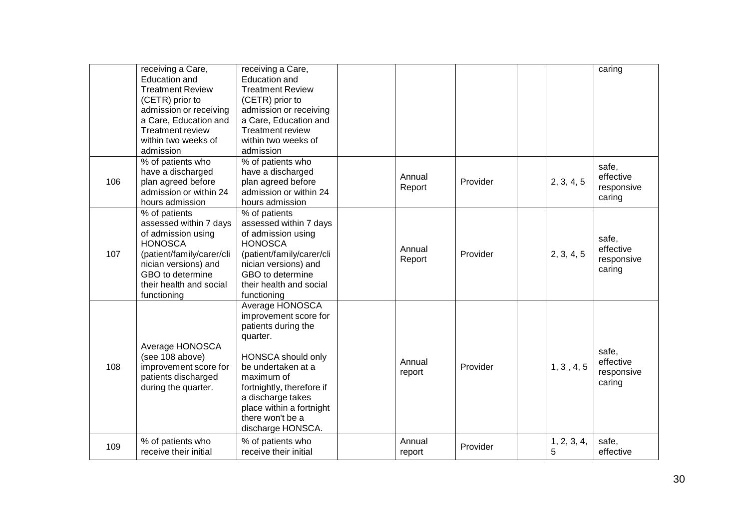| | | | | | | | | |
|---|---|---|---|---|---|---|---|---|
| | receiving a Care, Education and Treatment Review (CETR) prior to admission or receiving a Care, Education and Treatment review within two weeks of admission | receiving a Care, Education and Treatment Review (CETR) prior to admission or receiving a Care, Education and Treatment review within two weeks of admission | | | | | | caring |
| 106 | % of patients who have a discharged plan agreed before admission or within 24 hours admission | % of patients who have a discharged plan agreed before admission or within 24 hours admission | | Annual Report | Provider | | 2, 3, 4, 5 | safe, effective responsive caring |
| 107 | % of patients assessed within 7 days of admission using HONOSCA (patient/family/carer/clinician versions) and GBO to determine their health and social functioning | % of patients assessed within 7 days of admission using HONOSCA (patient/family/carer/clinician versions) and GBO to determine their health and social functioning | | Annual Report | Provider | | 2, 3, 4, 5 | safe, effective responsive caring |
| 108 | Average HONOSCA (see 108 above) improvement score for patients discharged during the quarter. | Average HONOSCA improvement score for patients during the quarter.<br><br>HONSCA should only be undertaken at a maximum of fortnightly, therefore if a discharge takes place within a fortnight there won't be a discharge HONSCA. | | Annual report | Provider | | 1, 3 , 4, 5 | safe, effective responsive caring |
| 109 | % of patients who receive their initial | % of patients who receive their initial | | Annual report | Provider | | 1, 2, 3, 4, 5 | safe, effective |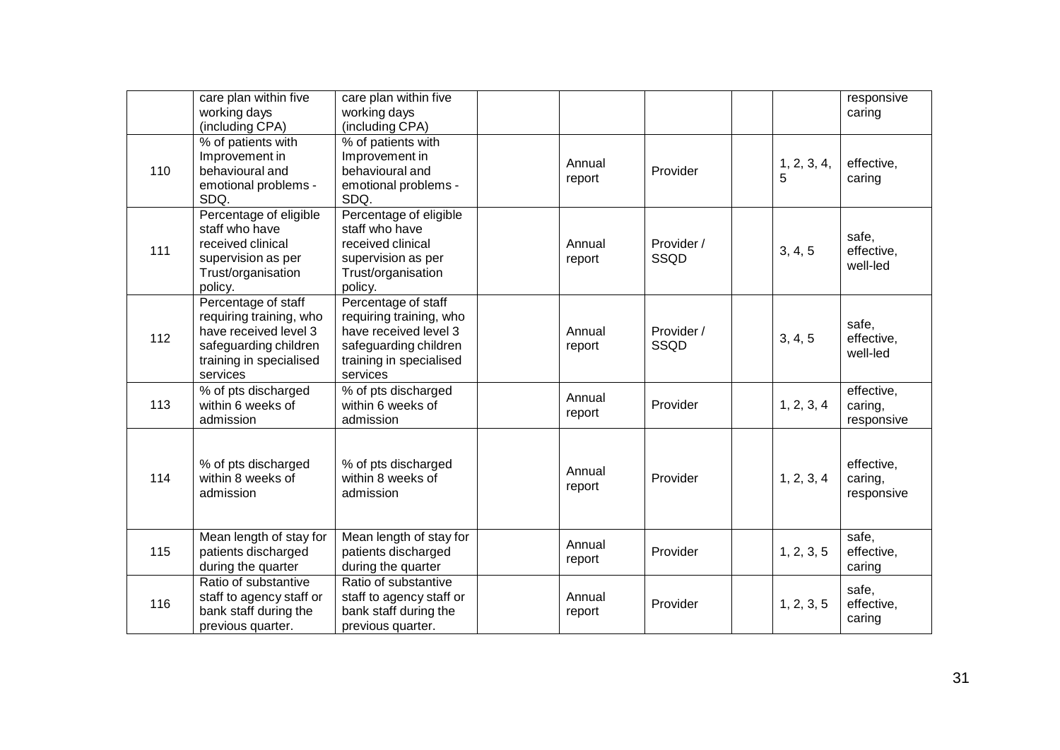| | | | | | | | | |
|---|---|---|---|---|---|---|---|---|
| | care plan within five working days (including CPA) | care plan within five working days (including CPA) | | | | | | responsive caring |
| 110 | % of patients with Improvement in behavioural and emotional problems - SDQ. | % of patients with Improvement in behavioural and emotional problems - SDQ. | | Annual report | Provider | | 1, 2, 3, 4, 5 | effective, caring |
| 111 | Percentage of eligible staff who have received clinical supervision as per Trust/organisation policy. | Percentage of eligible staff who have received clinical supervision as per Trust/organisation policy. | | Annual report | Provider / SSQD | | 3, 4, 5 | safe, effective, well-led |
| 112 | Percentage of staff requiring training, who have received level 3 safeguarding children training in specialised services | Percentage of staff requiring training, who have received level 3 safeguarding children training in specialised services | | Annual report | Provider / SSQD | | 3, 4, 5 | safe, effective, well-led |
| 113 | % of pts discharged within 6 weeks of admission | % of pts discharged within 6 weeks of admission | | Annual report | Provider | | 1, 2, 3, 4 | effective, caring, responsive |
| 114 | % of pts discharged within 8 weeks of admission | % of pts discharged within 8 weeks of admission | | Annual report | Provider | | 1, 2, 3, 4 | effective, caring, responsive |
| 115 | Mean length of stay for patients discharged during the quarter | Mean length of stay for patients discharged during the quarter | | Annual report | Provider | | 1, 2, 3, 5 | safe, effective, caring |
| 116 | Ratio of substantive staff to agency staff or bank staff during the previous quarter. | Ratio of substantive staff to agency staff or bank staff during the previous quarter. | | Annual report | Provider | | 1, 2, 3, 5 | safe, effective, caring |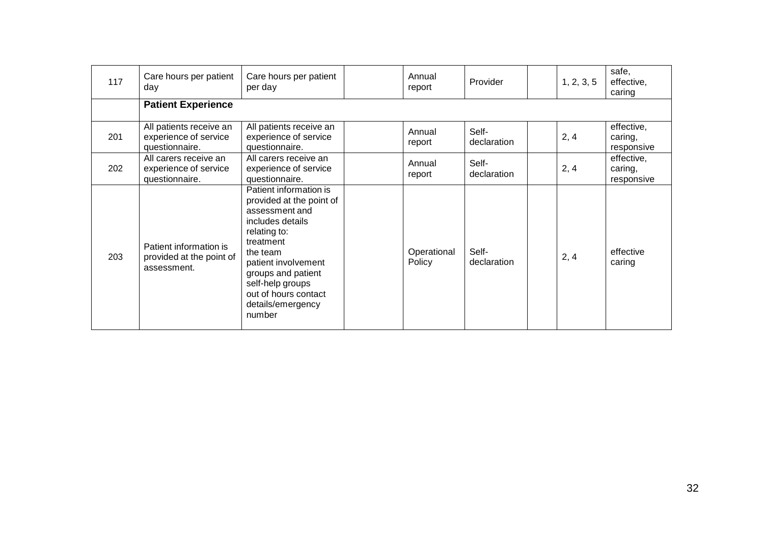| | | | | | | | | |
|---|---|---|---|---|---|---|---|---|
| 117 | Care hours per patient day | Care hours per patient per day | | Annual report | Provider | | 1, 2, 3, 5 | safe, effective, caring |
| | **Patient Experience** | | | | | | | |
| 201 | All patients receive an experience of service questionnaire. | All patients receive an experience of service questionnaire. | | Annual report | Self-declaration | | 2, 4 | effective, caring, responsive |
| 202 | All carers receive an experience of service questionnaire. | All carers receive an experience of service questionnaire. | | Annual report | Self-declaration | | 2, 4 | effective, caring, responsive |
| 203 | Patient information is provided at the point of assessment. | Patient information is provided at the point of assessment and includes details relating to: treatment the team patient involvement groups and patient self-help groups out of hours contact details/emergency number | | Operational Policy | Self-declaration | | 2, 4 | effective caring |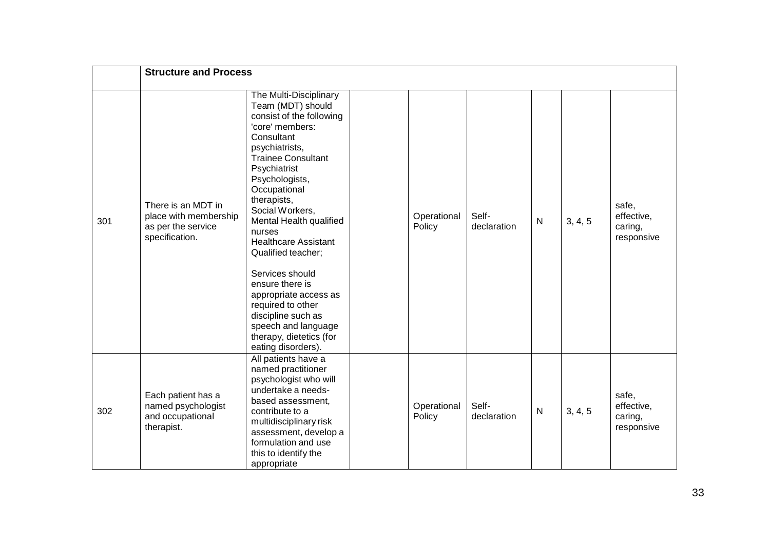| | **Structure and Process** | | | | | | | |
|---|---|---|---|---|---|---|---|---|
| 301 | There is an MDT in place with membership as per the service specification. | The Multi-Disciplinary Team (MDT) should consist of the following 'core' members: Consultant psychiatrists, Trainee Consultant Psychiatrist Psychologists, Occupational therapists, Social Workers, Mental Health qualified nurses Healthcare Assistant Qualified teacher; Services should ensure there is appropriate access as required to other discipline such as speech and language therapy, dietetics (for eating disorders). | | Operational Policy | Self-declaration | N | 3, 4, 5 | safe, effective, caring, responsive |
| 302 | Each patient has a named psychologist and occupational therapist. | All patients have a named practitioner psychologist who will undertake a needs-based assessment, contribute to a multidisciplinary risk assessment, develop a formulation and use this to identify the appropriate | | Operational Policy | Self-declaration | N | 3, 4, 5 | safe, effective, caring, responsive |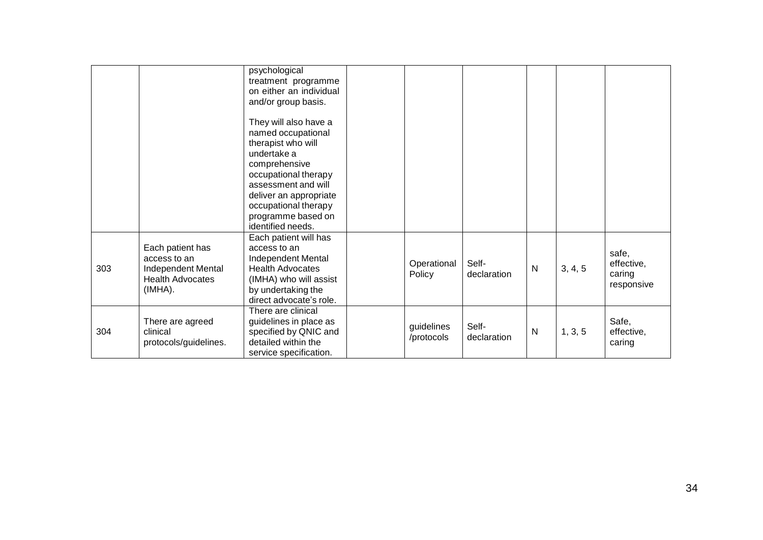| | | | | | | | | |
|---|---|---|---|---|---|---|---|---|
| | | psychological treatment programme on either an individual and/or group basis.<br><br>They will also have a named occupational therapist who will undertake a comprehensive occupational therapy assessment and will deliver an appropriate occupational therapy programme based on identified needs. | | | | | | |
| 303 | Each patient has access to an Independent Mental Health Advocates (IMHA). | Each patient will has access to an Independent Mental Health Advocates (IMHA) who will assist by undertaking the direct advocate's role. | | Operational Policy | Self-declaration | N | 3, 4, 5 | safe, effective, caring responsive |
| 304 | There are agreed clinical protocols/guidelines. | There are clinical guidelines in place as specified by QNIC and detailed within the service specification. | | guidelines /protocols | Self-declaration | N | 1, 3, 5 | Safe, effective, caring |